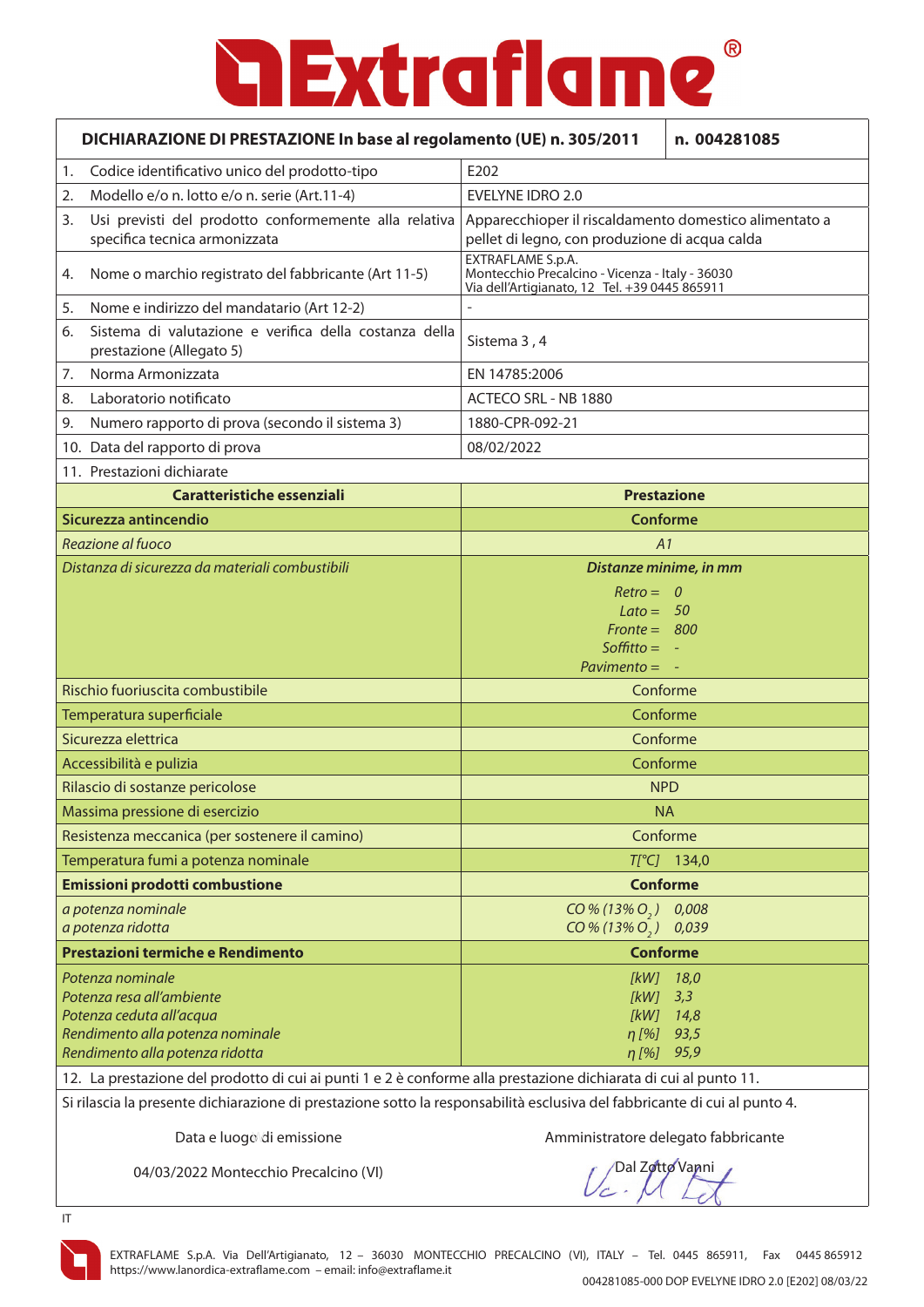# Extraflame®

| DICHIARAZIONE DI PRESTAZIONE In base al regolamento (UE) n. 305/2011 | n. 004281085 |
|---|---|
| 1. Codice identificativo unico del prodotto-tipo | E202 |
| 2. Modello e/o n. lotto e/o n. serie (Art.11-4) | EVELYNE IDRO 2.0 |
| 3. Usi previsti del prodotto conformemente alla relativa specifica tecnica armonizzata | Apparecchioper il riscaldamento domestico alimentato a pellet di legno, con produzione di acqua calda |
| 4. Nome o marchio registrato del fabbricante (Art 11-5) | EXTRAFLAME S.p.A. Montecchio Precalcino - Vicenza - Italy - 36030 Via dell'Artigianato, 12 Tel. +39 0445 865911 |
| 5. Nome e indirizzo del mandatario (Art 12-2) | - |
| 6. Sistema di valutazione e verifica della costanza della prestazione (Allegato 5) | Sistema 3 , 4 |
| 7. Norma Armonizzata | EN 14785:2006 |
| 8. Laboratorio notificato | ACTECO SRL - NB 1880 |
| 9. Numero rapporto di prova (secondo il sistema 3) | 1880-CPR-092-21 |
| 10. Data del rapporto di prova | 08/02/2022 |
| 11. Prestazioni dichiarate | |
| **Caratteristiche essenziali** | **Prestazione** |
| **Sicurezza antincendio** | **Conforme** |
| *Reazione al fuoco* | *A1* |
| *Distanza di sicurezza da materiali combustibili* | ***Distanze minime, in mm*** <br> *Retro = 0* <br> *Lato = 50* <br> *Fronte = 800* <br> *Soffitto = -* <br> *Pavimento = -* |
| Rischio fuoriuscita combustibile | Conforme |
| Temperatura superficiale | Conforme |
| Sicurezza elettrica | Conforme |
| Accessibilità e pulizia | Conforme |
| Rilascio di sostanze pericolose | NPD |
| Massima pressione di esercizio | NA |
| Resistenza meccanica (per sostenere il camino) | Conforme |
| Temperatura fumi a potenza nominale | *T[°C]* 134,0 |
| **Emissioni prodotti combustione** | **Conforme** |
| *a potenza nominale* <br> *a potenza ridotta* | *CO % (13% $O_2$) 0,008* <br> *CO % (13% $O_2$) 0,039* |
| **Prestazioni termiche e Rendimento** | **Conforme** |
| *Potenza nominale* <br> *Potenza resa all'ambiente* <br> *Potenza ceduta all'acqua* <br> *Rendimento alla potenza nominale* <br> *Rendimento alla potenza ridotta* | *[kW] 18,0* <br> *[kW] 3,3* <br> *[kW] 14,8* <br> *η [%] 93,5* <br> *η [%] 95,9* |

12. La prestazione del prodotto di cui ai punti 1 e 2 è conforme alla prestazione dichiarata di cui al punto 11.

Si rilascia la presente dichiarazione di prestazione sotto la responsabilità esclusiva del fabbricante di cui al punto 4.

| Data e luogo di emissione | Amministratore delegato fabbricante |
|---|---|
| 04/03/2022 Montecchio Precalcino (VI) | Dal Zotto Vanni |

IT

EXTRAFLAME S.p.A. Via Dell'Artigianato, 12 – 36030 MONTECCHIO PRECALCINO (VI), ITALY – Tel. 0445 865911, Fax 0445 865912
https://www.lanordica-extraflame.com – email: info@extraflame.it

004281085-000 DOP EVELYNE IDRO 2.0 [E202] 08/03/22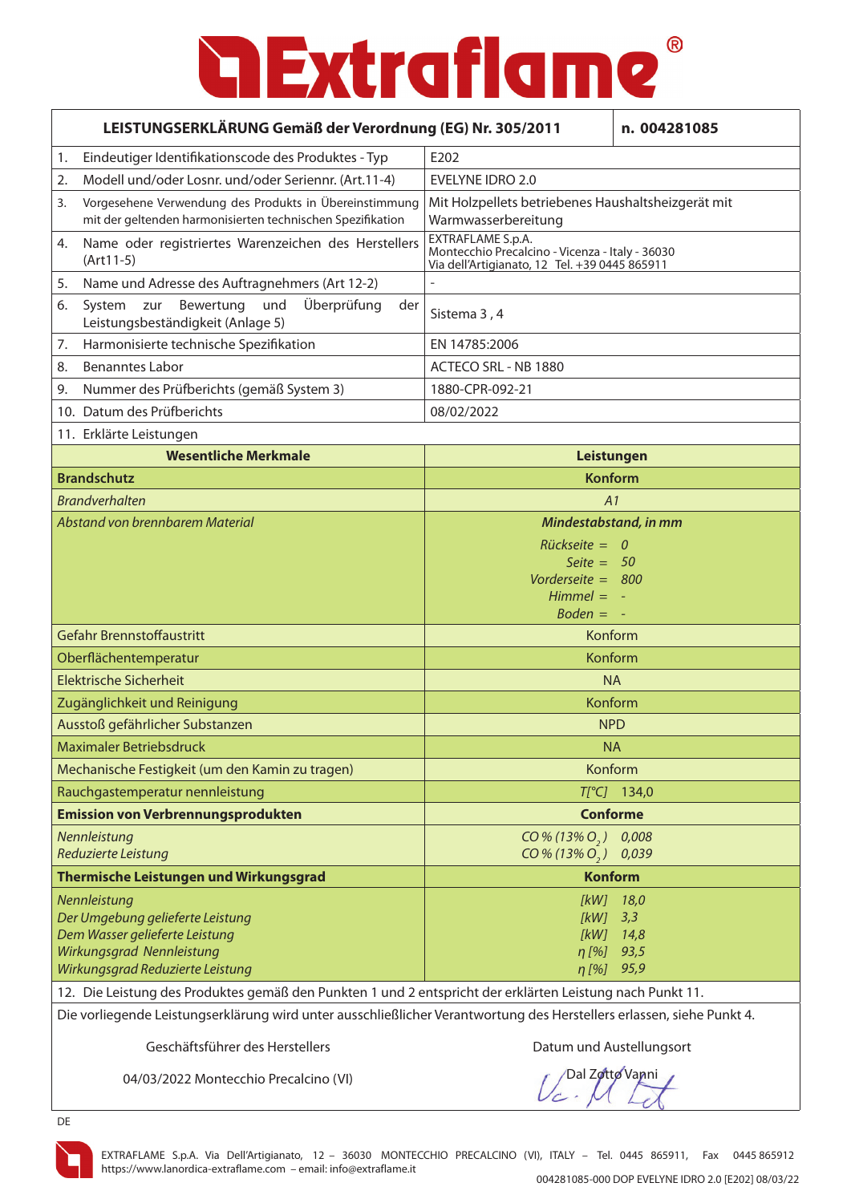# Extraflame®

| LEISTUNGSERKLÄRUNG Gemäß der Verordnung (EG) Nr. 305/2011 | n. 004281085 |
|---|---|
| 1. Eindeutiger Identifikationscode des Produktes - Typ | E202 |
| 2. Modell und/oder Losnr. und/oder Seriennr. (Art.11-4) | EVELYNE IDRO 2.0 |
| 3. Vorgesehene Verwendung des Produkts in Übereinstimmung mit der geltenden harmonisierten technischen Spezifikation | Mit Holzpellets betriebenes Haushaltsheizgerät mit Warmwasserbereitung |
| 4. Name oder registriertes Warenzeichen des Herstellers (Art11-5) | EXTRAFLAME S.p.A. Montecchio Precalcino - Vicenza - Italy - 36030 Via dell'Artigianato, 12 Tel. +39 0445 865911 |
| 5. Name und Adresse des Auftragnehmers (Art 12-2) | - |
| 6. System zur Bewertung und Überprüfung der Leistungsbeständigkeit (Anlage 5) | Sistema 3 , 4 |
| 7. Harmonisierte technische Spezifikation | EN 14785:2006 |
| 8. Benanntes Labor | ACTECO SRL - NB 1880 |
| 9. Nummer des Prüfberichts (gemäß System 3) | 1880-CPR-092-21 |
| 10. Datum des Prüfberichts | 08/02/2022 |

11. Erklärte Leistungen

| Wesentliche Merkmale | Leistungen |
|---|---|
| **Brandschutz** | **Konform** |
| *Brandverhalten* | *A1* |
| *Abstand von brennbarem Material* | ***Mindestabstand, in mm*** <br> *Rückseite = 0* <br> *Seite = 50* <br> *Vorderseite = 800* <br> *Himmel = -* <br> *Boden = -* |
| Gefahr Brennstoffaustritt | Konform |
| Oberflächentemperatur | Konform |
| Elektrische Sicherheit | NA |
| Zugänglichkeit und Reinigung | Konform |
| Ausstoß gefährlicher Substanzen | NPD |
| Maximaler Betriebsdruck | NA |
| Mechanische Festigkeit (um den Kamin zu tragen) | Konform |
| Rauchgastemperatur nennleistung | *T[°C]* 134,0 |
| **Emission von Verbrennungsprodukten** | **Conforme** |
| *Nennleistung* <br> *Reduzierte Leistung* | *CO % (13% $O_2$)* 0,008 <br> *CO % (13% $O_2$)* 0,039 |
| **Thermische Leistungen und Wirkungsgrad** | **Konform** |
| *Nennleistung* <br> *Der Umgebung gelieferte Leistung* <br> *Dem Wasser gelieferte Leistung* <br> *Wirkungsgrad Nennleistung* <br> *Wirkungsgrad Reduzierte Leistung* | *[kW]* 18,0 <br> *[kW]* 3,3 <br> *[kW]* 14,8 <br> *η [%]* 93,5 <br> *η [%]* 95,9 |

12. Die Leistung des Produktes gemäß den Punkten 1 und 2 entspricht der erklärten Leistung nach Punkt 11.

Die vorliegende Leistungserklärung wird unter ausschließlicher Verantwortung des Herstellers erlassen, siehe Punkt 4.

| Geschäftsführer des Herstellers | Datum und Austellungsort |
|---|---|
| 04/03/2022 Montecchio Precalcino (VI) | Dal Zotto Vanni |

DE

EXTRAFLAME S.p.A. Via Dell'Artigianato, 12 – 36030 MONTECCHIO PRECALCINO (VI), ITALY – Tel. 0445 865911, Fax 0445 865912
https://www.lanordica-extraflame.com – email: info@extraflame.it

004281085-000 DOP EVELYNE IDRO 2.0 [E202] 08/03/22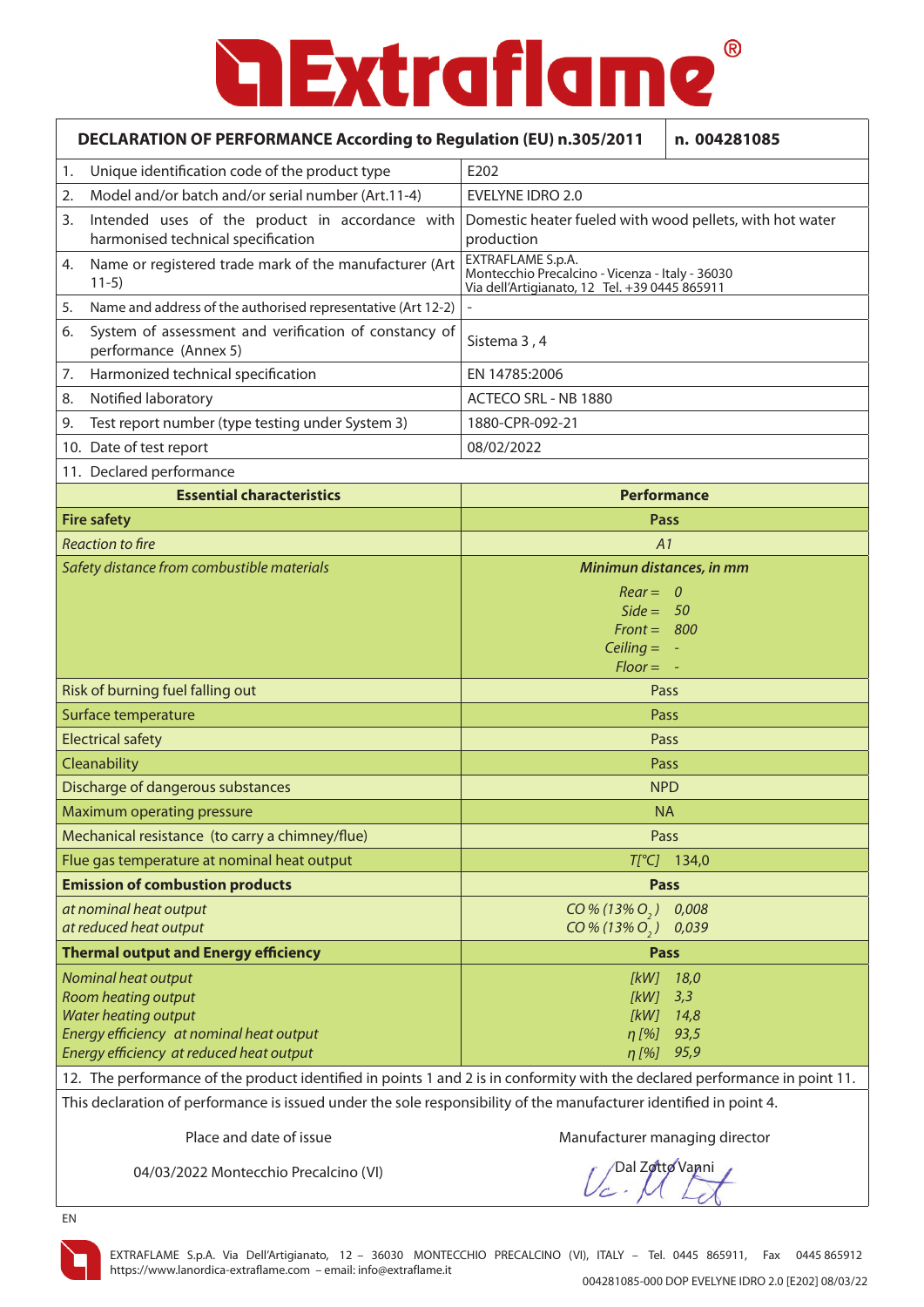# Extraflame®

| DECLARATION OF PERFORMANCE According to Regulation (EU) n.305/2011 | n. 004281085 |
|---|---|
| 1. Unique identification code of the product type | E202 |
| 2. Model and/or batch and/or serial number (Art.11-4) | EVELYNE IDRO 2.0 |
| 3. Intended uses of the product in accordance with harmonised technical specification | Domestic heater fueled with wood pellets, with hot water production |
| 4. Name or registered trade mark of the manufacturer (Art 11-5) | EXTRAFLAME S.p.A. Montecchio Precalcino - Vicenza - Italy - 36030 Via dell'Artigianato, 12 Tel. +39 0445 865911 |
| 5. Name and address of the authorised representative (Art 12-2) | - |
| 6. System of assessment and verification of constancy of performance (Annex 5) | Sistema 3 , 4 |
| 7. Harmonized technical specification | EN 14785:2006 |
| 8. Notified laboratory | ACTECO SRL - NB 1880 |
| 9. Test report number (type testing under System 3) | 1880-CPR-092-21 |
| 10. Date of test report | 08/02/2022 |

11. Declared performance

| Essential characteristics | Performance |
|---|---|
| **Fire safety** | **Pass** |
| *Reaction to fire* | *A1* |
| *Safety distance from combustible materials* | ***Minimun distances, in mm*** <br> *Rear = 0* <br> *Side = 50* <br> *Front = 800* <br> *Ceiling = -* <br> *Floor = -* |
| Risk of burning fuel falling out | Pass |
| Surface temperature | Pass |
| Electrical safety | Pass |
| Cleanability | Pass |
| Discharge of dangerous substances | NPD |
| Maximum operating pressure | NA |
| Mechanical resistance (to carry a chimney/flue) | Pass |
| Flue gas temperature at nominal heat output | *T[°C]* 134,0 |
| **Emission of combustion products** | **Pass** |
| *at nominal heat output* <br> *at reduced heat output* | *CO % (13% $O_2$)* *0,008* <br> *CO % (13% $O_2$)* *0,039* |
| **Thermal output and Energy efficiency** | **Pass** |
| *Nominal heat output* <br> *Room heating output* <br> *Water heating output* <br> *Energy efficiency at nominal heat output* <br> *Energy efficiency at reduced heat output* | *[kW] 18,0* <br> *[kW] 3,3* <br> *[kW] 14,8* <br> *η [%] 93,5* <br> *η [%] 95,9* |

12. The performance of the product identified in points 1 and 2 is in conformity with the declared performance in point 11.

This declaration of performance is issued under the sole responsibility of the manufacturer identified in point 4.

| Place and date of issue | Manufacturer managing director |
|---|---|
| 04/03/2022 Montecchio Precalcino (VI) | Dal Zotto Vanni |

EN

EXTRAFLAME S.p.A. Via Dell'Artigianato, 12 – 36030 MONTECCHIO PRECALCINO (VI), ITALY – Tel. 0445 865911, Fax 0445 865912
https://www.lanordica-extraflame.com – email: info@extraflame.it

004281085-000 DOP EVELYNE IDRO 2.0 [E202] 08/03/22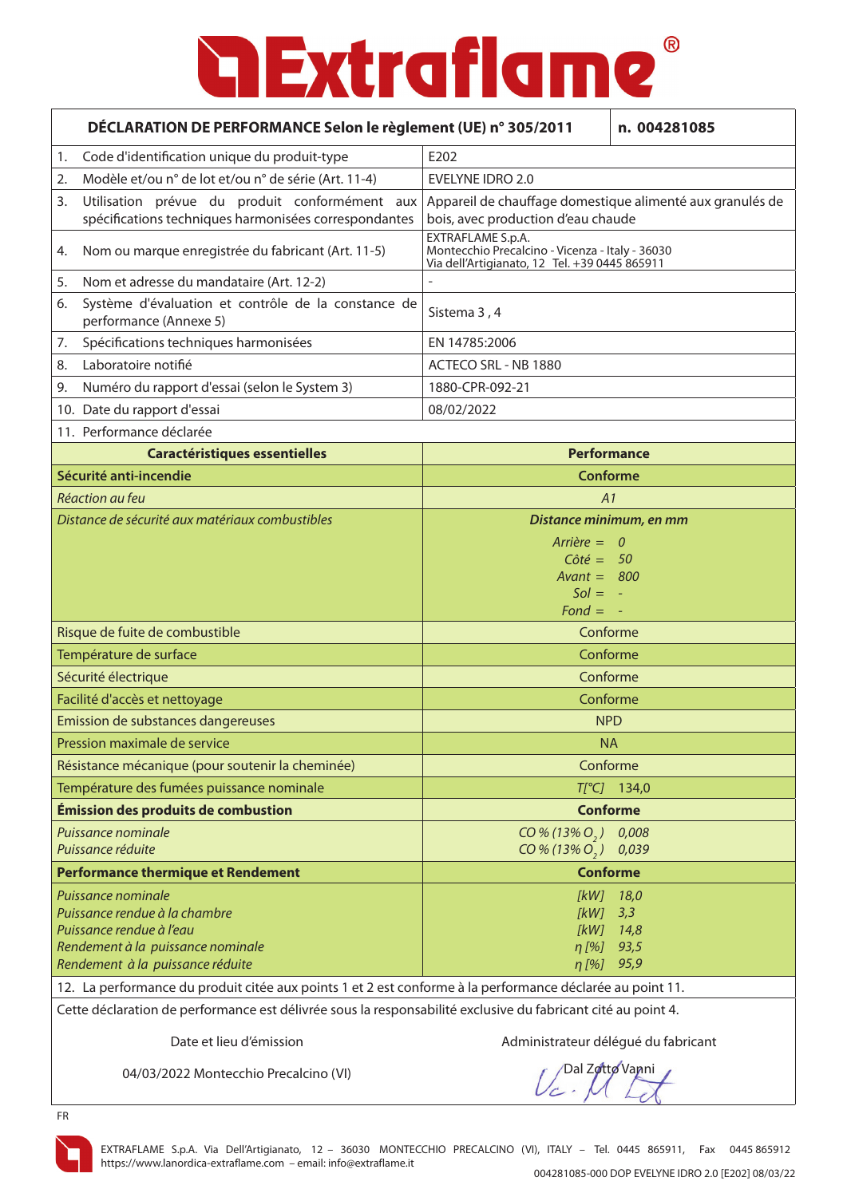# Extraflame®

| DÉCLARATION DE PERFORMANCE Selon le règlement (UE) n° 305/2011 | n. 004281085 |
|---|---|
| 1. Code d'identification unique du produit-type | E202 |
| 2. Modèle et/ou n° de lot et/ou n° de série (Art. 11-4) | EVELYNE IDRO 2.0 |
| 3. Utilisation prévue du produit conformément aux spécifications techniques harmonisées correspondantes | Appareil de chauffage domestique alimenté aux granulés de bois, avec production d'eau chaude |
| 4. Nom ou marque enregistrée du fabricant (Art. 11-5) | EXTRAFLAME S.p.A. Montecchio Precalcino - Vicenza - Italy - 36030 Via dell'Artigianato, 12 Tel. +39 0445 865911 |
| 5. Nom et adresse du mandataire (Art. 12-2) | - |
| 6. Système d'évaluation et contrôle de la constance de performance (Annexe 5) | Sistema 3 , 4 |
| 7. Spécifications techniques harmonisées | EN 14785:2006 |
| 8. Laboratoire notifié | ACTECO SRL - NB 1880 |
| 9. Numéro du rapport d'essai (selon le System 3) | 1880-CPR-092-21 |
| 10. Date du rapport d'essai | 08/02/2022 |

11. Performance déclarée

| Caractéristiques essentielles | Performance |
|---|---|
| **Sécurité anti-incendie** | **Conforme** |
| *Réaction au feu* | *A1* |
| *Distance de sécurité aux matériaux combustibles* | ***Distance minimum, en mm*** <br> *Arrière = 0* <br> *Côté = 50* <br> *Avant = 800* <br> *Sol = -* <br> *Fond = -* |
| Risque de fuite de combustible | Conforme |
| Température de surface | Conforme |
| Sécurité électrique | Conforme |
| Facilité d'accès et nettoyage | Conforme |
| Emission de substances dangereuses | NPD |
| Pression maximale de service | NA |
| Résistance mécanique (pour soutenir la cheminée) | Conforme |
| Température des fumées puissance nominale | *T[°C]* 134,0 |
| **Émission des produits de combustion** | **Conforme** |
| *Puissance nominale* <br> *Puissance réduite* | *CO % (13% $O_2$) 0,008* <br> *CO % (13% $O_2$) 0,039* |
| **Performance thermique et Rendement** | **Conforme** |
| *Puissance nominale* <br> *Puissance rendue à la chambre* <br> *Puissance rendue à l'eau* <br> *Rendement à la puissance nominale* <br> *Rendement à la puissance réduite* | *[kW] 18,0* <br> *[kW] 3,3* <br> *[kW] 14,8* <br> *η [%] 93,5* <br> *η [%] 95,9* |

12. La performance du produit citée aux points 1 et 2 est conforme à la performance déclarée au point 11.

Cette déclaration de performance est délivrée sous la responsabilité exclusive du fabricant cité au point 4.

| Date et lieu d'émission | Administrateur délégué du fabricant |
|---|---|
| 04/03/2022 Montecchio Precalcino (VI) | Dal Zotto Vanni |

FR

EXTRAFLAME S.p.A. Via Dell'Artigianato, 12 – 36030 MONTECCHIO PRECALCINO (VI), ITALY – Tel. 0445 865911, Fax 0445 865912
https://www.lanordica-extraflame.com – email: info@extraflame.it

004281085-000 DOP EVELYNE IDRO 2.0 [E202] 08/03/22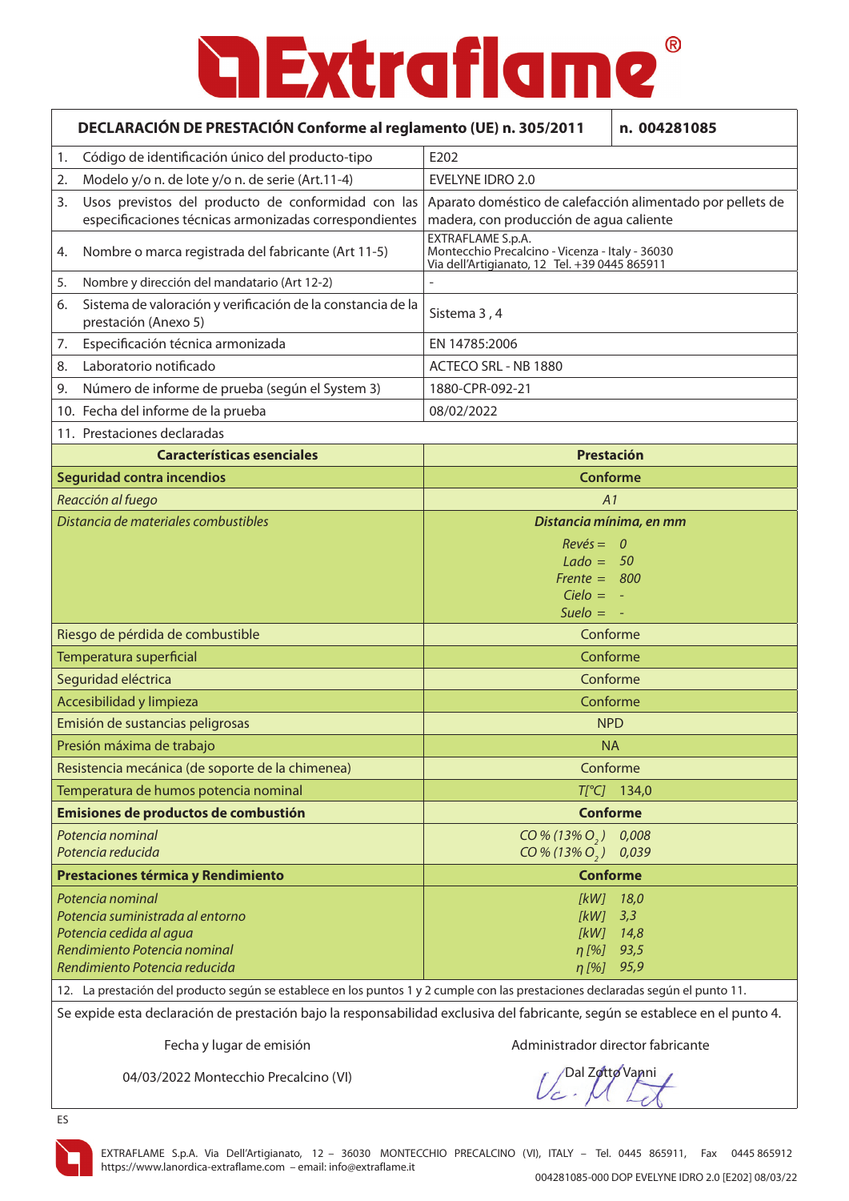# Extraflame®

| DECLARACIÓN DE PRESTACIÓN Conforme al reglamento (UE) n. 305/2011 | n. 004281085 |
|---|---|
| 1. Código de identificación único del producto-tipo | E202 |
| 2. Modelo y/o n. de lote y/o n. de serie (Art.11-4) | EVELYNE IDRO 2.0 |
| 3. Usos previstos del producto de conformidad con las especificaciones técnicas armonizadas correspondientes | Aparato doméstico de calefacción alimentado por pellets de madera, con producción de agua caliente |
| 4. Nombre o marca registrada del fabricante (Art 11-5) | EXTRAFLAME S.p.A.<br>Montecchio Precalcino - Vicenza - Italy - 36030<br>Via dell'Artigianato, 12 Tel. +39 0445 865911 |
| 5. Nombre y dirección del mandatario (Art 12-2) | - |
| 6. Sistema de valoración y verificación de la constancia de la prestación (Anexo 5) | Sistema 3 , 4 |
| 7. Especificación técnica armonizada | EN 14785:2006 |
| 8. Laboratorio notificado | ACTECO SRL - NB 1880 |
| 9. Número de informe de prueba (según el System 3) | 1880-CPR-092-21 |
| 10. Fecha del informe de la prueba | 08/02/2022 |
| 11. Prestaciones declaradas | |
| **Características esenciales** | **Prestación** |
| **Seguridad contra incendios** | **Conforme** |
| *Reacción al fuego* | *A1* |
| *Distancia de materiales combustibles* | ***Distancia mínima, en mm***<br>*Revés = 0*<br>*Lado = 50*<br>*Frente = 800*<br>*Cielo = -*<br>*Suelo = -* |
| Riesgo de pérdida de combustible | Conforme |
| Temperatura superficial | Conforme |
| Seguridad eléctrica | Conforme |
| Accesibilidad y limpieza | Conforme |
| Emisión de sustancias peligrosas | NPD |
| Presión máxima de trabajo | NA |
| Resistencia mecánica (de soporte de la chimenea) | Conforme |
| Temperatura de humos potencia nominal | *T[°C]* 134,0 |
| **Emisiones de productos de combustión** | **Conforme** |
| *Potencia nominal*<br>*Potencia reducida* | *CO % (13% $O_2$) 0,008*<br>*CO % (13% $O_2$) 0,039* |
| **Prestaciones térmica y Rendimiento** | **Conforme** |
| *Potencia nominal*<br>*Potencia suministrada al entorno*<br>*Potencia cedida al agua*<br>*Rendimiento Potencia nominal*<br>*Rendimiento Potencia reducida* | *[kW] 18,0*<br>*[kW] 3,3*<br>*[kW] 14,8*<br>*η [%] 93,5*<br>*η [%] 95,9* |

12. La prestación del producto según se establece en los puntos 1 y 2 cumple con las prestaciones declaradas según el punto 11.

Se expide esta declaración de prestación bajo la responsabilidad exclusiva del fabricante, según se establece en el punto 4.

| Fecha y lugar de emisión | Administrador director fabricante |
|---|---|
| 04/03/2022 Montecchio Precalcino (VI) | Dal Zotto Vanni |

ES

EXTRAFLAME S.p.A. Via Dell'Artigianato, 12 – 36030 MONTECCHIO PRECALCINO (VI), ITALY – Tel. 0445 865911, Fax 0445 865912
https://www.lanordica-extraflame.com – email: info@extraflame.it

004281085-000 DOP EVELYNE IDRO 2.0 [E202] 08/03/22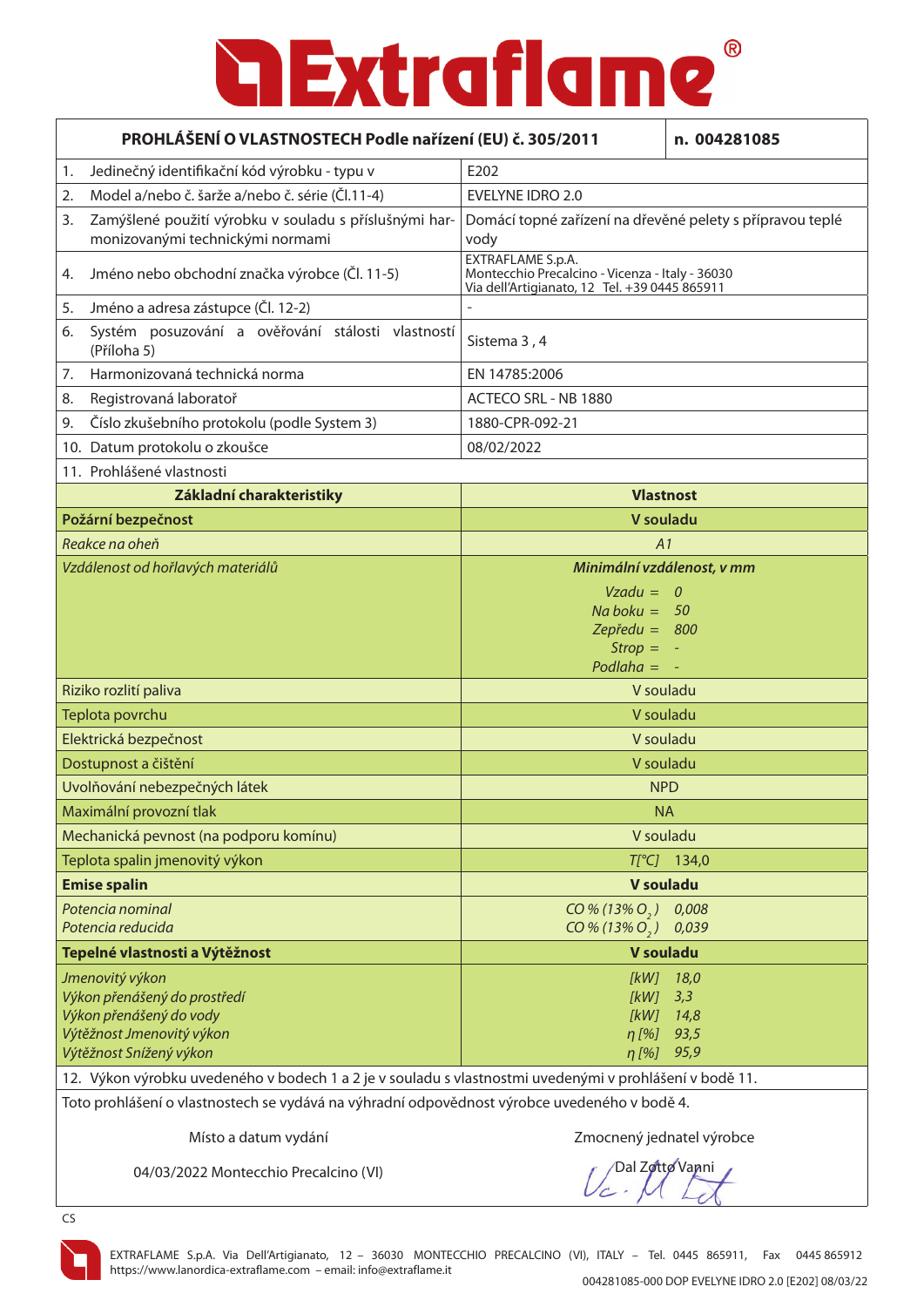# Extraflame®

| PROHLÁŠENÍ O VLASTNOSTECH Podle nařízení (EU) č. 305/2011 | n. 004281085 |
|---|---|
| 1. Jedinečný identifikační kód výrobku - typu v | E202 |
| 2. Model a/nebo č. šarže a/nebo č. série (Čl.11-4) | EVELYNE IDRO 2.0 |
| 3. Zamýšlené použití výrobku v souladu s příslušnými harmonizovanými technickými normami | Domácí topné zařízení na dřevěné pelety s přípravou teplé vody |
| 4. Jméno nebo obchodní značka výrobce (Čl. 11-5) | EXTRAFLAME S.p.A. Montecchio Precalcino - Vicenza - Italy - 36030 Via dell'Artigianato, 12 Tel. +39 0445 865911 |
| 5. Jméno a adresa zástupce (Čl. 12-2) | - |
| 6. Systém posuzování a ověřování stálosti vlastností (Příloha 5) | Sistema 3 , 4 |
| 7. Harmonizovaná technická norma | EN 14785:2006 |
| 8. Registrovaná laboratoř | ACTECO SRL - NB 1880 |
| 9. Číslo zkušebního protokolu (podle System 3) | 1880-CPR-092-21 |
| 10. Datum protokolu o zkoušce | 08/02/2022 |

11. Prohlášené vlastnosti

| Základní charakteristiky | Vlastnost |
|---|---|
| **Požární bezpečnost** | **V souladu** |
| *Reakce na oheň* | *A1* |
| *Vzdálenost od hořlavých materiálů* | ***Minimální vzdálenost, v mm*** <br> *Vzadu = 0* <br> *Na boku = 50* <br> *Zepředu = 800* <br> *Strop = -* <br> *Podlaha = -* |
| Riziko rozlití paliva | V souladu |
| Teplota povrchu | V souladu |
| Elektrická bezpečnost | V souladu |
| Dostupnost a čištění | V souladu |
| Uvolňování nebezpečných látek | NPD |
| Maximální provozní tlak | NA |
| Mechanická pevnost (na podporu komínu) | V souladu |
| Teplota spalin jmenovitý výkon | *T[°C]* 134,0 |
| **Emise spalin** | **V souladu** |
| *Potencia nominal* <br> *Potencia reducida* | *CO % (13% $O_2$)* 0,008 <br> *CO % (13% $O_2$)* 0,039 |
| **Tepelné vlastnosti a Výtěžnost** | **V souladu** |
| *Jmenovitý výkon* <br> *Výkon přenášený do prostředí* <br> *Výkon přenášený do vody* <br> *Výtěžnost Jmenovitý výkon* <br> *Výtěžnost Snížený výkon* | *[kW]* 18,0 <br> *[kW]* 3,3 <br> *[kW]* 14,8 <br> *η [%]* 93,5 <br> *η [%]* 95,9 |

12. Výkon výrobku uvedeného v bodech 1 a 2 je v souladu s vlastnostmi uvedenými v prohlášení v bodě 11.

Toto prohlášení o vlastnostech se vydává na výhradní odpovědnost výrobce uvedeného v bodě 4.

| Místo a datum vydání | Zmocněný jednatel výrobce |
|---|---|
| 04/03/2022 Montecchio Precalcino (VI) | Dal Zotto Vanni |

CS

EXTRAFLAME S.p.A. Via Dell'Artigianato, 12 – 36030 MONTECCHIO PRECALCINO (VI), ITALY – Tel. 0445 865911, Fax 0445 865912
https://www.lanordica-extraflame.com – email: info@extraflame.it

004281085-000 DOP EVELYNE IDRO 2.0 [E202] 08/03/22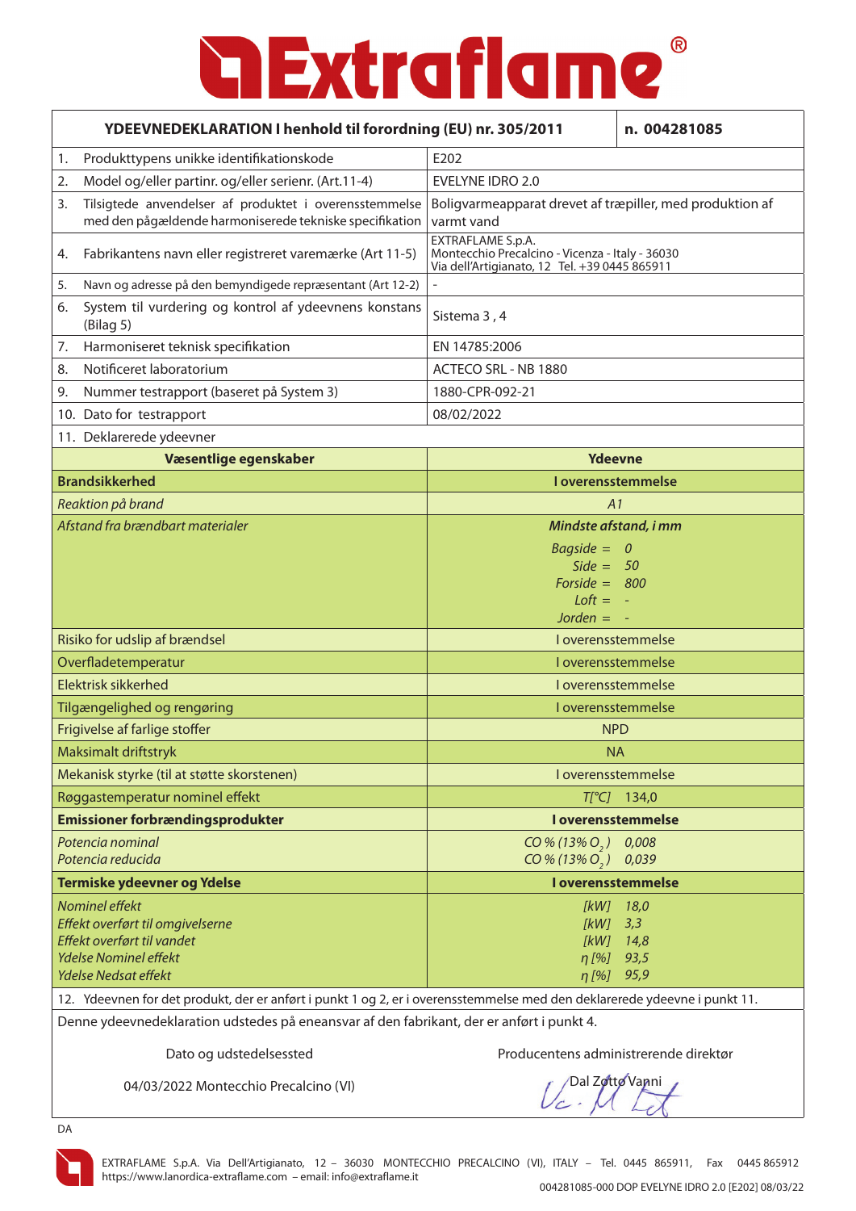# Extraflame®

| YDEEVNEDEKLARATION I henhold til forordning (EU) nr. 305/2011 | n. 004281085 |
|---|---|
| 1. Produkttypens unikke identifikationskode | E202 |
| 2. Model og/eller partinr. og/eller serienr. (Art.11-4) | EVELYNE IDRO 2.0 |
| 3. Tilsigtede anvendelser af produktet i overensstemmelse med den pågældende harmoniserede tekniske specifikation | Boligvarmeapparat drevet af træpiller, med produktion af varmt vand |
| 4. Fabrikantens navn eller registreret varemærke (Art 11-5) | EXTRAFLAME S.p.A.<br>Montecchio Precalcino - Vicenza - Italy - 36030<br>Via dell'Artigianato, 12 Tel. +39 0445 865911 |
| 5. Navn og adresse på den bemyndigede repræsentant (Art 12-2) | - |
| 6. System til vurdering og kontrol af ydeevnens konstans (Bilag 5) | Sistema 3 , 4 |
| 7. Harmoniseret teknisk specifikation | EN 14785:2006 |
| 8. Notificeret laboratorium | ACTECO SRL - NB 1880 |
| 9. Nummer testrapport (baseret på System 3) | 1880-CPR-092-21 |
| 10. Dato for testrapport | 08/02/2022 |
| 11. Deklarerede ydeevner | |
| **Væsentlige egenskaber** | **Ydeevne** |
| **Brandsikkerhed** | **I overensstemmelse** |
| *Reaktion på brand* | *A1* |
| *Afstand fra brændbart materialer* | ***Mindste afstand, i mm***<br>*Bagside = 0*<br>*Side = 50*<br>*Forside = 800*<br>*Loft = -*<br>*Jorden = -* |
| Risiko for udslip af brændsel | I overensstemmelse |
| Overfladetemperatur | I overensstemmelse |
| Elektrisk sikkerhed | I overensstemmelse |
| Tilgængelighed og rengøring | I overensstemmelse |
| Frigivelse af farlige stoffer | NPD |
| Maksimalt driftstryk | NA |
| Mekanisk styrke (til at støtte skorstenen) | I overensstemmelse |
| Røggastemperatur nominel effekt | *T[°C]* 134,0 |
| **Emissioner forbrændingsprodukter** | **I overensstemmelse** |
| *Potencia nominal*<br>*Potencia reducida* | *CO % (13% $O_2$) 0,008*<br>*CO % (13% $O_2$) 0,039* |
| **Termiske ydeevner og Ydelse** | **I overensstemmelse** |
| *Nominel effekt*<br>*Effekt overført til omgivelserne*<br>*Effekt overført til vandet*<br>*Ydelse Nominel effekt*<br>*Ydelse Nedsat effekt* | *[kW] 18,0*<br>*[kW] 3,3*<br>*[kW] 14,8*<br>*η [%] 93,5*<br>*η [%] 95,9* |

12. Ydeevnen for det produkt, der er anført i punkt 1 og 2, er i overensstemmelse med den deklarerede ydeevne i punkt 11.

Denne ydeevnedeklaration udstedes på eneansvar af den fabrikant, der er anført i punkt 4.

| Dato og udstedelsessted | Producentens administrerende direktør |
|---|---|
| 04/03/2022 Montecchio Precalcino (VI) | Dal Zotto Vanni |

DA

EXTRAFLAME S.p.A. Via Dell'Artigianato, 12 – 36030 MONTECCHIO PRECALCINO (VI), ITALY – Tel. 0445 865911, Fax 0445 865912
https://www.lanordica-extraflame.com – email: info@extraflame.it

004281085-000 DOP EVELYNE IDRO 2.0 [E202] 08/03/22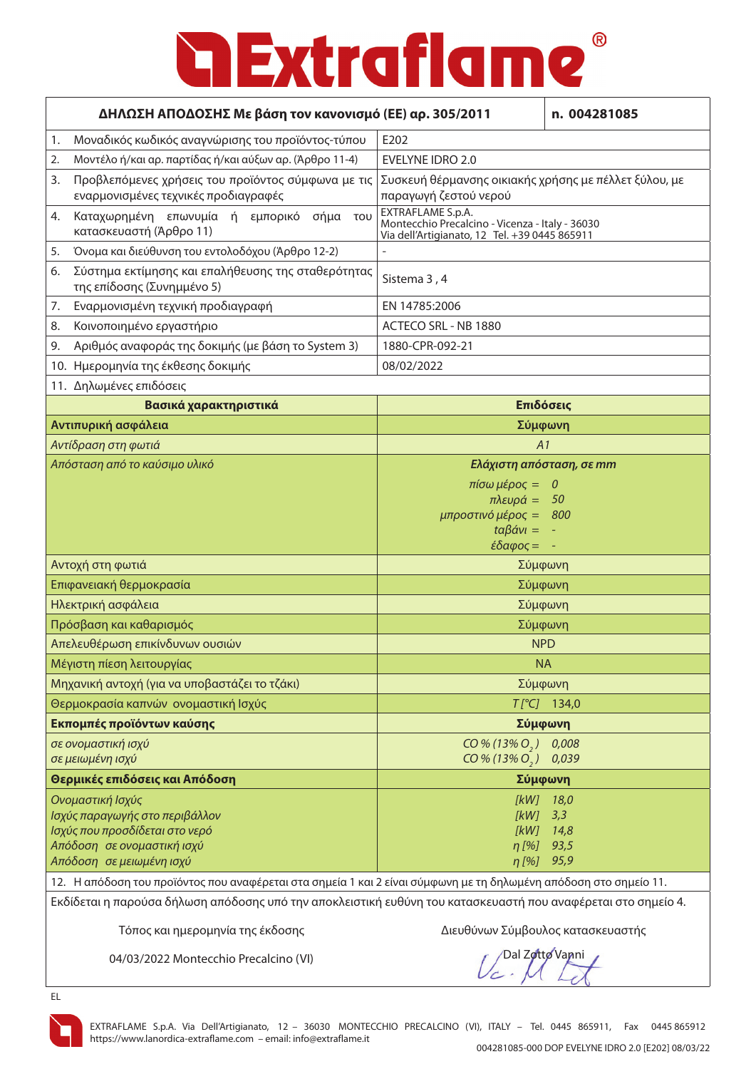# Extraflame®

| ΔΗΛΩΣΗ ΑΠΟΔΟΣΗΣ Με βάση τον κανονισμό (ΕΕ) αρ. 305/2011 | n. 004281085 |
|---|---|
| 1. Μοναδικός κωδικός αναγνώρισης του προϊόντος-τύπου | E202 |
| 2. Μοντέλο ή/και αρ. παρτίδας ή/και αύξων αρ. (Άρθρο 11-4) | EVELYNE IDRO 2.0 |
| 3. Προβλεπόμενες χρήσεις του προϊόντος σύμφωνα με τις εναρμονισμένες τεχνικές προδιαγραφές | Συσκευή θέρμανσης οικιακής χρήσης με πέλλετ ξύλου, με παραγωγή ζεστού νερού |
| 4. Καταχωρημένη επωνυμία ή εμπορικό σήμα του κατασκευαστή (Άρθρο 11) | EXTRAFLAME S.p.A. Montecchio Precalcino - Vicenza - Italy - 36030 Via dell'Artigianato, 12 Tel. +39 0445 865911 |
| 5. Όνομα και διεύθυνση του εντολοδόχου (Άρθρο 12-2) | - |
| 6. Σύστημα εκτίμησης και επαλήθευσης της σταθερότητας της επίδοσης (Συνημμένο 5) | Sistema 3 , 4 |
| 7. Εναρμονισμένη τεχνική προδιαγραφή | EN 14785:2006 |
| 8. Κοινοποιημένο εργαστήριο | ACTECO SRL - NB 1880 |
| 9. Αριθμός αναφοράς της δοκιμής (με βάση το System 3) | 1880-CPR-092-21 |
| 10. Ημερομηνία της έκθεσης δοκιμής | 08/02/2022 |
| 11. Δηλωμένες επιδόσεις | |
| **Βασικά χαρακτηριστικά** | **Επιδόσεις** |
| **Αντιπυρική ασφάλεια** | **Σύμφωνη** |
| *Αντίδραση στη φωτιά* | *A1* |
| *Απόσταση από το καύσιμο υλικό* | ***Ελάχιστη απόσταση, σε mm*** *πίσω μέρος = 0* *πλευρά = 50* *μπροστινό μέρος = 800* *ταβάνι = -* *έδαφος = -* |
| Αντοχή στη φωτιά | Σύμφωνη |
| Επιφανειακή θερμοκρασία | Σύμφωνη |
| Ηλεκτρική ασφάλεια | Σύμφωνη |
| Πρόσβαση και καθαρισμός | Σύμφωνη |
| Απελευθέρωση επικίνδυνων ουσιών | NPD |
| Μέγιστη πίεση λειτουργίας | NA |
| Μηχανική αντοχή (για να υποβαστάζει το τζάκι) | Σύμφωνη |
| Θερμοκρασία καπνών ονομαστική Ισχύς | *T [°C]* 134,0 |
| **Εκπομπές προϊόντων καύσης** | **Σύμφωνη** |
| *σε ονομαστική ισχύ* *σε μειωμένη ισχύ* | *CO % (13% $O_2$)* 0,008 *CO % (13% $O_2$)* 0,039 |
| **Θερμικές επιδόσεις και Απόδοση** | **Σύμφωνη** |
| *Ονομαστική Ισχύς* *Ισχύς παραγωγής στο περιβάλλον* *Ισχύς που προσδίδεται στο νερό* *Απόδοση σε ονομαστική ισχύ* *Απόδοση σε μειωμένη ισχύ* | *[kW]* 18,0 *[kW]* 3,3 *[kW]* 14,8 *η [%]* 93,5 *η [%]* 95,9 |

12. Η απόδοση του προϊόντος που αναφέρεται στα σημεία 1 και 2 είναι σύμφωνη με τη δηλωμένη απόδοση στο σημείο 11.

Εκδίδεται η παρούσα δήλωση απόδοσης υπό την αποκλειστική ευθύνη του κατασκευαστή που αναφέρεται στο σημείο 4.

Τόπος και ημερομηνία της έκδοσης — Διευθύνων Σύμβουλος κατασκευαστής

04/03/2022 Montecchio Precalcino (VI) — Dal Zotto Vanni

EL

EXTRAFLAME S.p.A. Via Dell'Artigianato, 12 – 36030 MONTECCHIO PRECALCINO (VI), ITALY – Tel. 0445 865911, Fax 0445 865912
https://www.lanordica-extraflame.com – email: info@extraflame.it

004281085-000 DOP EVELYNE IDRO 2.0 [E202] 08/03/22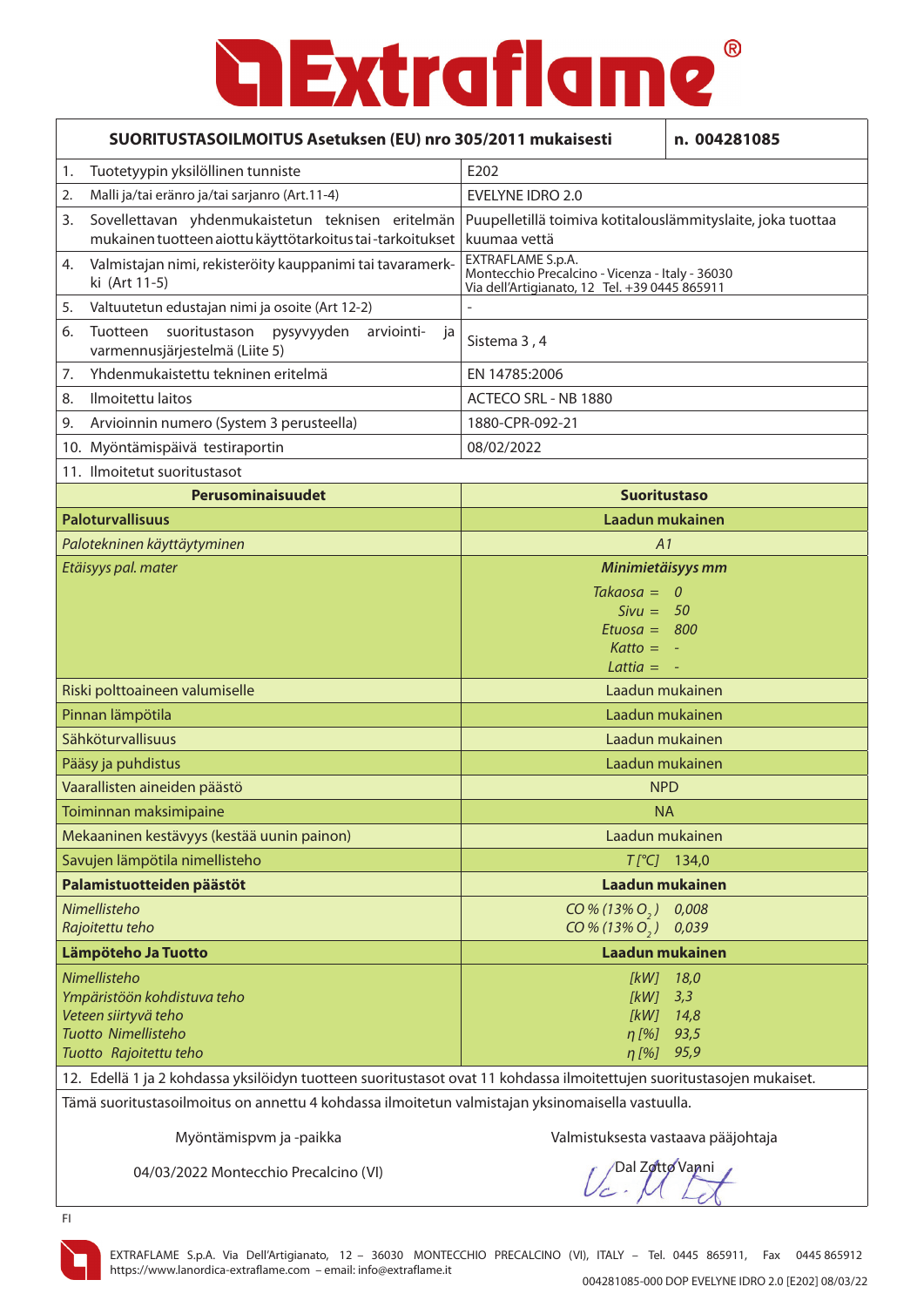# Extraflame®

| SUORITUSTASOILMOITUS Asetuksen (EU) nro 305/2011 mukaisesti | | n. 004281085 |
|---|---|---|
| 1. Tuotetyypin yksilöllinen tunniste | E202 | |
| 2. Malli ja/tai eränro ja/tai sarjanro (Art.11-4) | EVELYNE IDRO 2.0 | |
| 3. Sovellettavan yhdenmukaistetun teknisen eritelmän mukainen tuotteen aiottu käyttötarkoitus tai -tarkoitukset | Puupelletillä toimiva kotitalouslämmityslaite, joka tuottaa kuumaa vettä | |
| 4. Valmistajan nimi, rekisteröity kauppanimi tai tavaramerkki (Art 11-5) | EXTRAFLAME S.p.A.<br>Montecchio Precalcino - Vicenza - Italy - 36030<br>Via dell'Artigianato, 12 Tel. +39 0445 865911 | |
| 5. Valtuutetun edustajan nimi ja osoite (Art 12-2) | - | |
| 6. Tuotteen suoritustason pysyvyyden arviointi- ja varmennusjärjestelmä (Liite 5) | Sistema 3 , 4 | |
| 7. Yhdenmukaistettu tekninen eritelmä | EN 14785:2006 | |
| 8. Ilmoitettu laitos | ACTECO SRL - NB 1880 | |
| 9. Arvioinnin numero (System 3 perusteella) | 1880-CPR-092-21 | |
| 10. Myöntämispäivä testiraportin | 08/02/2022 | |
| 11. Ilmoitetut suoritustasot | | |
| **Perusominaisuudet** | **Suoritustaso** | |
| **Paloturvallisuus** | **Laadun mukainen** | |
| *Palotekninen käyttäytyminen* | *A1* | |
| *Etäisyys pal. mater* | ***Minimietäisyys mm***<br>*Takaosa = 0*<br>*Sivu = 50*<br>*Etuosa = 800*<br>*Katto = -*<br>*Lattia = -* | |
| Riski polttoaineen valumiselle | Laadun mukainen | |
| Pinnan lämpötila | Laadun mukainen | |
| Sähköturvallisuus | Laadun mukainen | |
| Pääsy ja puhdistus | Laadun mukainen | |
| Vaarallisten aineiden päästö | NPD | |
| Toiminnan maksimipaine | NA | |
| Mekaaninen kestävyys (kestää uunin painon) | Laadun mukainen | |
| Savujen lämpötila nimellisteho | *T [°C]* 134,0 | |
| **Palamistuotteiden päästöt** | **Laadun mukainen** | |
| *Nimellisteho*<br>*Rajoitettu teho* | *CO % (13% $O_2$) 0,008*<br>*CO % (13% $O_2$) 0,039* | |
| **Lämpöteho Ja Tuotto** | **Laadun mukainen** | |
| *Nimellisteho*<br>*Ympäristöön kohdistuva teho*<br>*Veteen siirtyvä teho*<br>*Tuotto Nimellisteho*<br>*Tuotto Rajoitettu teho* | *[kW] 18,0*<br>*[kW] 3,3*<br>*[kW] 14,8*<br>*η [%] 93,5*<br>*η [%] 95,9* | |

12. Edellä 1 ja 2 kohdassa yksilöidyn tuotteen suoritustasot ovat 11 kohdassa ilmoitettujen suoritustasojen mukaiset.

Tämä suoritustasoilmoitus on annettu 4 kohdassa ilmoitetun valmistajan yksinomaisella vastuulla.

Myöntämispvm ja -paikka

04/03/2022 Montecchio Precalcino (VI)

Valmistuksesta vastaava pääjohtaja

Dal Zotto Vanni

FI

EXTRAFLAME S.p.A. Via Dell'Artigianato, 12 – 36030 MONTECCHIO PRECALCINO (VI), ITALY – Tel. 0445 865911, Fax 0445 865912
https://www.lanordica-extraflame.com – email: info@extraflame.it

004281085-000 DOP EVELYNE IDRO 2.0 [E202] 08/03/22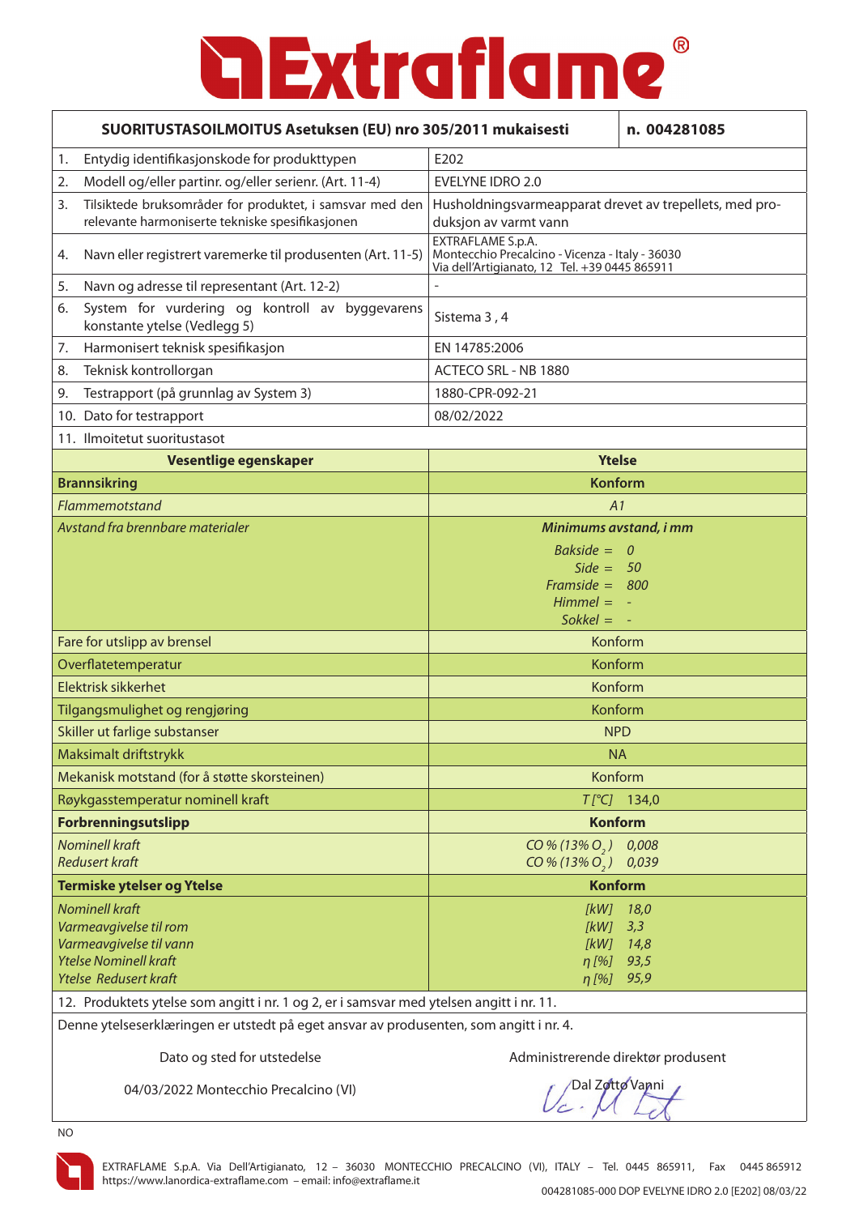# Extraflame®

| SUORITUSTASOILMOITUS Asetuksen (EU) nro 305/2011 mukaisesti | | n. 004281085 |
|---|---|---|
| 1. Entydig identifikasjonskode for produkttypen | E202 | |
| 2. Modell og/eller partinr. og/eller serienr. (Art. 11-4) | EVELYNE IDRO 2.0 | |
| 3. Tilsiktede bruksområder for produktet, i samsvar med den relevante harmoniserte tekniske spesifikasjonen | Husholdningsvarmeapparat drevet av trepellets, med produksjon av varmt vann | |
| 4. Navn eller registrert varemerke til produsenten (Art. 11-5) | EXTRAFLAME S.p.A.<br>Montecchio Precalcino - Vicenza - Italy - 36030<br>Via dell'Artigianato, 12 Tel. +39 0445 865911 | |
| 5. Navn og adresse til representant (Art. 12-2) | - | |
| 6. System for vurdering og kontroll av byggevarens konstante ytelse (Vedlegg 5) | Sistema 3 , 4 | |
| 7. Harmonisert teknisk spesifikasjon | EN 14785:2006 | |
| 8. Teknisk kontrollorgan | ACTECO SRL - NB 1880 | |
| 9. Testrapport (på grunnlag av System 3) | 1880-CPR-092-21 | |
| 10. Dato for testrapport | 08/02/2022 | |

11. Ilmoitetut suoritustasot

| Vesentlige egenskaper | Ytelse |
|---|---|
| **Brannsikring** | **Konform** |
| *Flammemotstand* | *A1* |
| *Avstand fra brennbare materialer* | ***Minimums avstand, i mm***<br>*Bakside = 0*<br>*Side = 50*<br>*Framside = 800*<br>*Himmel = -*<br>*Sokkel = -* |
| Fare for utslipp av brensel | Konform |
| Overflatetemperatur | Konform |
| Elektrisk sikkerhet | Konform |
| Tilgangsmulighet og rengjøring | Konform |
| Skiller ut farlige substanser | NPD |
| Maksimalt driftstrykk | NA |
| Mekanisk motstand (for å støtte skorsteinen) | Konform |
| Røykgasstemperatur nominell kraft | *T [°C]* 134,0 |
| **Forbrenningsutslipp** | **Konform** |
| *Nominell kraft*<br>*Redusert kraft* | *CO % (13% $O_2$)* 0,008<br>*CO % (13% $O_2$)* 0,039 |
| **Termiske ytelser og Ytelse** | **Konform** |
| *Nominell kraft*<br>*Varmeavgivelse til rom*<br>*Varmeavgivelse til vann*<br>*Ytelse Nominell kraft*<br>*Ytelse Redusert kraft* | *[kW]* 18,0<br>*[kW]* 3,3<br>*[kW]* 14,8<br>*η [%]* 93,5<br>*η [%]* 95,9 |

12. Produktets ytelse som angitt i nr. 1 og 2, er i samsvar med ytelsen angitt i nr. 11.

Denne ytelseserklæringen er utstedt på eget ansvar av produsenten, som angitt i nr. 4.

Dato og sted for utstedelse

04/03/2022 Montecchio Precalcino (VI)

Administrerende direktør produsent

Dal Zotto Vanni

NO

EXTRAFLAME S.p.A. Via Dell'Artigianato, 12 – 36030 MONTECCHIO PRECALCINO (VI), ITALY – Tel. 0445 865911, Fax 0445 865912
https://www.lanordica-extraflame.com – email: info@extraflame.it

004281085-000 DOP EVELYNE IDRO 2.0 [E202] 08/03/22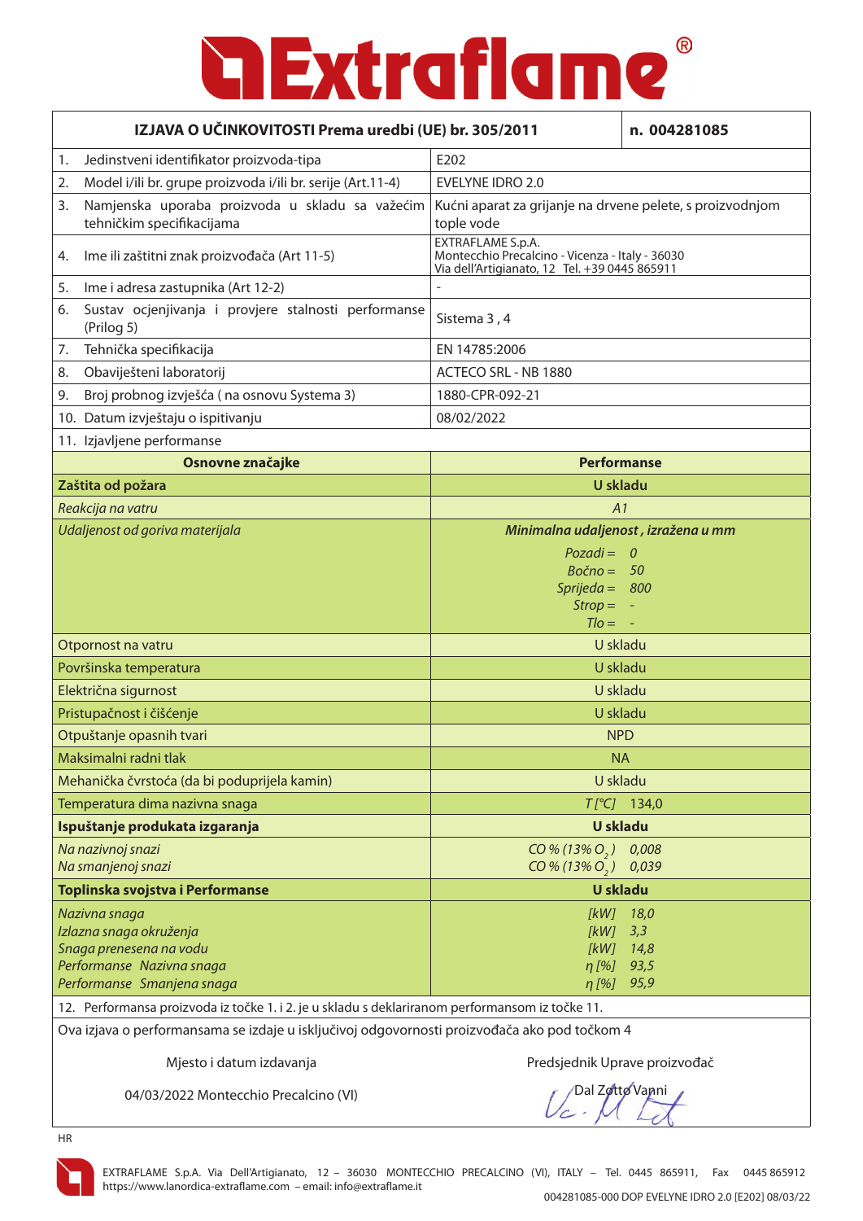# Extraflame®

| IZJAVA O UČINKOVITOSTI Prema uredbi (UE) br. 305/2011 | n. 004281085 |
|---|---|
| 1. Jedinstveni identifikator proizvoda-tipa | E202 |
| 2. Model i/ili br. grupe proizvoda i/ili br. serije (Art.11-4) | EVELYNE IDRO 2.0 |
| 3. Namjenska uporaba proizvoda u skladu sa važećim tehničkim specifikacijama | Kućni aparat za grijanje na drvene pelete, s proizvodnjom tople vode |
| 4. Ime ili zaštitni znak proizvođača (Art 11-5) | EXTRAFLAME S.p.A. Montecchio Precalcino - Vicenza - Italy - 36030 Via dell'Artigianato, 12 Tel. +39 0445 865911 |
| 5. Ime i adresa zastupnika (Art 12-2) | - |
| 6. Sustav ocjenjivanja i provjere stalnosti performanse (Prilog 5) | Sistema 3 , 4 |
| 7. Tehnička specifikacija | EN 14785:2006 |
| 8. Obaviješteni laboratorij | ACTECO SRL - NB 1880 |
| 9. Broj probnog izvješća ( na osnovu Systema 3) | 1880-CPR-092-21 |
| 10. Datum izvještaju o ispitivanju | 08/02/2022 |

11. Izjavljene performanse

| Osnovne značajke | Performanse |
|---|---|
| **Zaštita od požara** | **U skladu** |
| *Reakcija na vatru* | *A1* |
| *Udaljenost od goriva materijala* | ***Minimalna udaljenost , izražena u mm*** *Pozadi = 0* *Bočno = 50* *Sprijeda = 800* *Strop = -* *Tlo = -* |
| Otpornost na vatru | U skladu |
| Površinska temperatura | U skladu |
| Električna sigurnost | U skladu |
| Pristupačnost i čišćenje | U skladu |
| Otpuštanje opasnih tvari | NPD |
| Maksimalni radni tlak | NA |
| Mehanička čvrstoća (da bi poduprijela kamin) | U skladu |
| Temperatura dima nazivna snaga | *T [°C]* 134,0 |
| **Ispuštanje produkata izgaranja** | **U skladu** |
| *Na nazivnoj snazi* | *CO % (13% $O_2$) 0,008* |
| *Na smanjenoj snazi* | *CO % (13% $O_2$) 0,039* |
| **Toplinska svojstva i Performanse** | **U skladu** |
| *Nazivna snaga* | *[kW] 18,0* |
| *Izlazna snaga okruženja* | *[kW] 3,3* |
| *Snaga prenesena na vodu* | *[kW] 14,8* |
| *Performanse Nazivna snaga* | *η [%] 93,5* |
| *Performanse Smanjena snaga* | *η [%] 95,9* |

12. Performansa proizvoda iz točke 1. i 2. je u skladu s deklariranom performansom iz točke 11.

Ova izjava o performansama se izdaje u isključivoj odgovornosti proizvođača ako pod točkom 4

| Mjesto i datum izdavanja | Predsjednik Uprave proizvođač |
|---|---|
| 04/03/2022 Montecchio Precalcino (VI) | Dal Zotto Vanni |

HR

EXTRAFLAME S.p.A. Via Dell'Artigianato, 12 – 36030 MONTECCHIO PRECALCINO (VI), ITALY – Tel. 0445 865911, Fax 0445 865912
https://www.lanordica-extraflame.com – email: info@extraflame.it

004281085-000 DOP EVELYNE IDRO 2.0 [E202] 08/03/22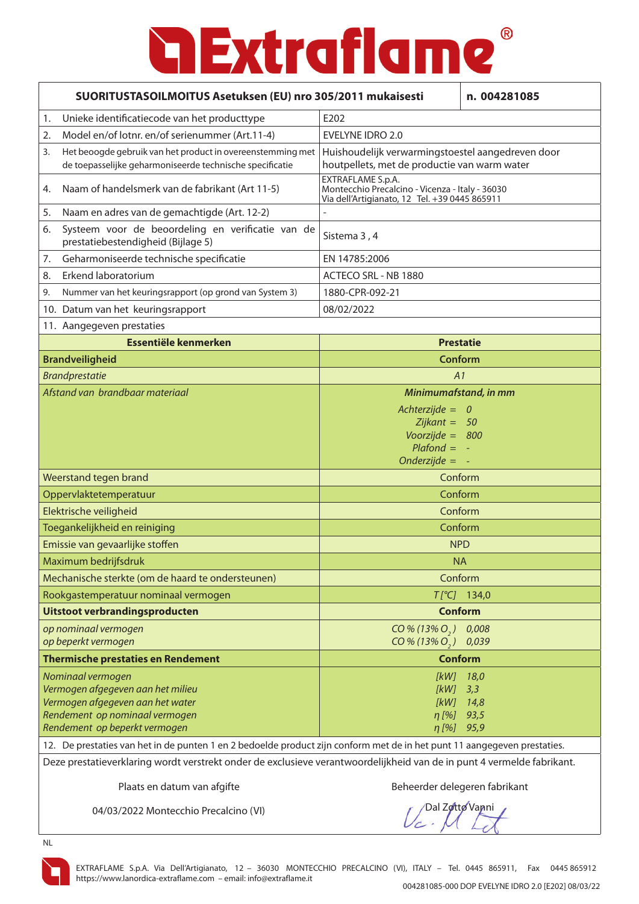# Extraflame®

| SUORITUSTASOILMOITUS Asetuksen (EU) nro 305/2011 mukaisesti | n. 004281085 |
|---|---|
| 1. Unieke identificatiecode van het producttype | E202 |
| 2. Model en/of lotnr. en/of serienummer (Art.11-4) | EVELYNE IDRO 2.0 |
| 3. Het beoogde gebruik van het product in overeenstemming met de toepasselijke geharmoniseerde technische specificatie | Huishoudelijk verwarmingstoestel aangedreven door houtpellets, met de productie van warm water |
| 4. Naam of handelsmerk van de fabrikant (Art 11-5) | EXTRAFLAME S.p.A. Montecchio Precalcino - Vicenza - Italy - 36030 Via dell'Artigianato, 12 Tel. +39 0445 865911 |
| 5. Naam en adres van de gemachtigde (Art. 12-2) | - |
| 6. Systeem voor de beoordeling en verificatie van de prestatiebestendigheid (Bijlage 5) | Sistema 3 , 4 |
| 7. Geharmoniseerde technische specificatie | EN 14785:2006 |
| 8. Erkend laboratorium | ACTECO SRL - NB 1880 |
| 9. Nummer van het keuringsrapport (op grond van System 3) | 1880-CPR-092-21 |
| 10. Datum van het keuringsrapport | 08/02/2022 |
| 11. Aangegeven prestaties | |
| **Essentiële kenmerken** | **Prestatie** |
| **Brandveiligheid** | **Conform** |
| *Brandprestatie* | *A1* |
| *Afstand van brandbaar materiaal* | ***Minimumafstand, in mm*** *Achterzijde = 0* *Zijkant = 50* *Voorzijde = 800* *Plafond = -* *Onderzijde = -* |
| Weerstand tegen brand | Conform |
| Oppervlaktetemperatuur | Conform |
| Elektrische veiligheid | Conform |
| Toegankelijkheid en reiniging | Conform |
| Emissie van gevaarlijke stoffen | NPD |
| Maximum bedrijfsdruk | NA |
| Mechanische sterkte (om de haard te ondersteunen) | Conform |
| Rookgastemperatuur nominaal vermogen | *T [°C]* 134,0 |
| **Uitstoot verbrandingsproducten** | **Conform** |
| *op nominaal vermogen* *op beperkt vermogen* | *CO % (13% $O_2$) 0,008* *CO % (13% $O_2$) 0,039* |
| **Thermische prestaties en Rendement** | **Conform** |
| *Nominaal vermogen* *Vermogen afgegeven aan het milieu* *Vermogen afgegeven aan het water* *Rendement op nominaal vermogen* *Rendement op beperkt vermogen* | *[kW] 18,0* *[kW] 3,3* *[kW] 14,8* *η [%] 93,5* *η [%] 95,9* |

12. De prestaties van het in de punten 1 en 2 bedoelde product zijn conform met de in het punt 11 aangegeven prestaties.

Deze prestatieverklaring wordt verstrekt onder de exclusieve verantwoordelijkheid van de in punt 4 vermelde fabrikant.

| Plaats en datum van afgifte | Beheerder delegeren fabrikant |
|---|---|
| 04/03/2022 Montecchio Precalcino (VI) | Dal Zotto Vanni |

NL

EXTRAFLAME S.p.A. Via Dell'Artigianato, 12 – 36030 MONTECCHIO PRECALCINO (VI), ITALY – Tel. 0445 865911, Fax 0445 865912
https://www.lanordica-extraflame.com – email: info@extraflame.it

004281085-000 DOP EVELYNE IDRO 2.0 [E202] 08/03/22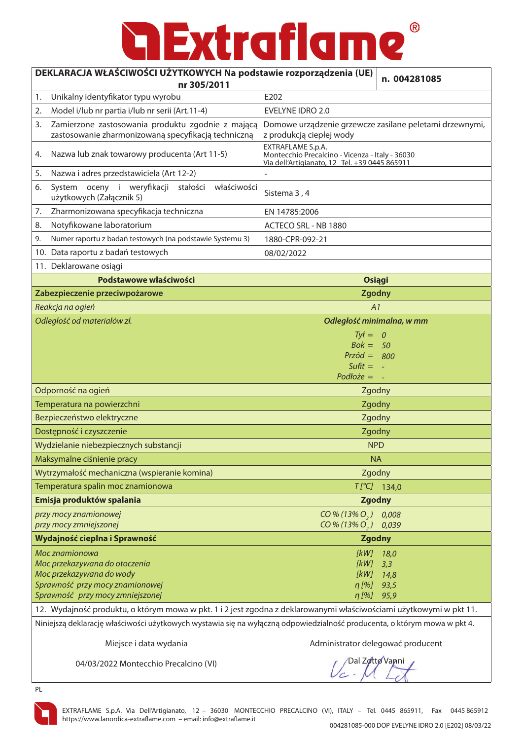# Extraflame®

| DEKLARACJA WŁAŚCIWOŚCI UŻYTKOWYCH Na podstawie rozporządzenia (UE) nr 305/2011 | n. 004281085 |
|---|---|
| 1. Unikalny identyfikator typu wyrobu | E202 |
| 2. Model i/lub nr partia i/lub nr serii (Art.11-4) | EVELYNE IDRO 2.0 |
| 3. Zamierzone zastosowania produktu zgodnie z mającą zastosowanie zharmonizowaną specyfikacją techniczną | Domowe urządzenie grzewcze zasilane peletami drzewnymi, z produkcją ciepłej wody |
| 4. Nazwa lub znak towarowy producenta (Art 11-5) | EXTRAFLAME S.p.A. Montecchio Precalcino - Vicenza - Italy - 36030 Via dell'Artigianato, 12 Tel. +39 0445 865911 |
| 5. Nazwa i adres przedstawiciela (Art 12-2) | - |
| 6. System oceny i weryfikacji stałości właściwości użytkowych (Załącznik 5) | Sistema 3 , 4 |
| 7. Zharmonizowana specyfikacja techniczna | EN 14785:2006 |
| 8. Notyfikowane laboratorium | ACTECO SRL - NB 1880 |
| 9. Numer raportu z badań testowych (na podstawie Systemu 3) | 1880-CPR-092-21 |
| 10. Data raportu z badań testowych | 08/02/2022 |
| 11. Deklarowane osiągi | |
| **Podstawowe właściwości** | **Osiągi** |
| **Zabezpieczenie przeciwpożarowe** | **Zgodny** |
| *Reakcja na ogień* | *A1* |
| *Odległość od materiałów zł.* | ***Odległość minimalna, w mm*** <br> *Tył =* *0* <br> *Bok =* *50* <br> *Przód =* *800* <br> *Sufit =* *-* <br> *Podłoże =* *-* |
| Odporność na ogień | Zgodny |
| Temperatura na powierzchni | Zgodny |
| Bezpieczeństwo elektryczne | Zgodny |
| Dostępność i czyszczenie | Zgodny |
| Wydzielanie niebezpiecznych substancji | NPD |
| Maksymalne ciśnienie pracy | NA |
| Wytrzymałość mechaniczna (wspieranie komina) | Zgodny |
| Temperatura spalin moc znamionowa | *T [°C]* 134,0 |
| **Emisja produktów spalania** | **Zgodny** |
| *przy mocy znamionowej* <br> *przy mocy zmniejszonej* | *CO % (13% $O_2$)* *0,008* <br> *CO % (13% $O_2$)* *0,039* |
| **Wydajność cieplna i Sprawność** | **Zgodny** |
| *Moc znamionowa* <br> *Moc przekazywana do otoczenia* <br> *Moc przekazywana do wody* <br> *Sprawność przy mocy znamionowej* <br> *Sprawność przy mocy zmniejszonej* | *[kW]* *18,0* <br> *[kW]* *3,3* <br> *[kW]* *14,8* <br> *η [%]* *93,5* <br> *η [%]* *95,9* |

12. Wydajność produktu, o którym mowa w pkt. 1 i 2 jest zgodna z deklarowanymi właściwościami użytkowymi w pkt 11.

Niniejszą deklarację właściwości użytkowych wystawia się na wyłączną odpowiedzialność producenta, o którym mowa w pkt 4.

| Miejsce i data wydania | Administrator delegować producent |
|---|---|
| 04/03/2022 Montecchio Precalcino (VI) | Dal Zotto Vanni |

PL

EXTRAFLAME S.p.A. Via Dell'Artigianato, 12 – 36030 MONTECCHIO PRECALCINO (VI), ITALY – Tel. 0445 865911, Fax 0445 865912
https://www.lanordica-extraflame.com – email: info@extraflame.it

004281085-000 DOP EVELYNE IDRO 2.0 [E202] 08/03/22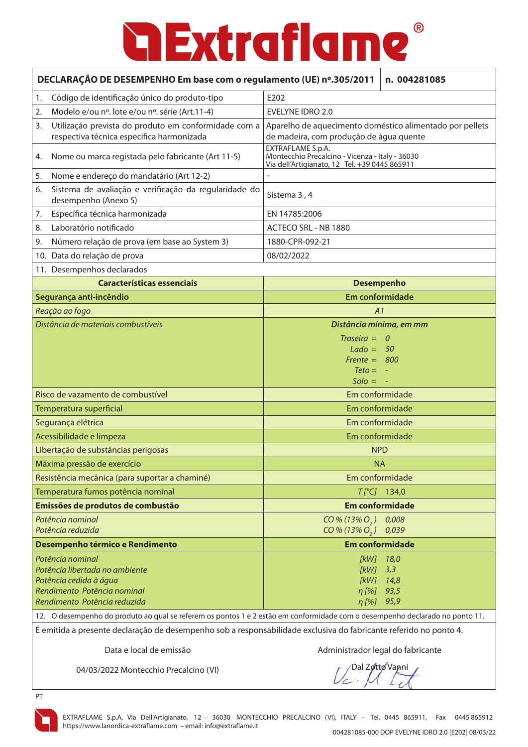# Extraflame®

| DECLARAÇÃO DE DESEMPENHO Em base com o regulamento (UE) nº.305/2011 | n. 004281085 |
|---|---|
| 1. Código de identificação único do produto-tipo | E202 |
| 2. Modelo e/ou nº. lote e/ou nº. série (Art.11-4) | EVELYNE IDRO 2.0 |
| 3. Utilização prevista do produto em conformidade com a respectiva técnica especifica harmonizada | Aparelho de aquecimento doméstico alimentado por pellets de madeira, com produção de água quente |
| 4. Nome ou marca registada pelo fabricante (Art 11-5) | EXTRAFLAME S.p.A. Montecchio Precalcino - Vicenza - Italy - 36030 Via dell'Artigianato, 12 Tel. +39 0445 865911 |
| 5. Nome e endereço do mandatário (Art 12-2) | - |
| 6. Sistema de avaliação e verificação da regularidade do desempenho (Anexo 5) | Sistema 3 , 4 |
| 7. Específica técnica harmonizada | EN 14785:2006 |
| 8. Laboratório notificado | ACTECO SRL - NB 1880 |
| 9. Número relação de prova (em base ao System 3) | 1880-CPR-092-21 |
| 10. Data do relação de prova | 08/02/2022 |
| 11. Desempenhos declarados | |
| **Características essenciais** | **Desempenho** |
| **Segurança anti-incêndio** | **Em conformidade** |
| *Reação ao fogo* | *A1* |
| *Distância de materiais combustíveis* | ***Distância mínima, em mm*** <br> *Traseira =* *0* <br> *Lado =* *50* <br> *Frente =* *800* <br> *Teto =* *-* <br> *Solo =* *-* |
| Risco de vazamento de combustível | Em conformidade |
| Temperatura superficial | Em conformidade |
| Segurança elétrica | Em conformidade |
| Acessibilidade e limpeza | Em conformidade |
| Libertação de substâncias perigosas | NPD |
| Máxima pressão de exercício | NA |
| Resistência mecânica (para suportar a chaminé) | Em conformidade |
| Temperatura fumos potência nominal | *T [°C]* 134,0 |
| **Emissões de produtos de combustão** | **Em conformidade** |
| *Potência nominal* <br> *Potência reduzida* | *CO % (13% $O_2$)* *0,008* <br> *CO % (13% $O_2$)* *0,039* |
| **Desempenho térmico e Rendimento** | **Em conformidade** |
| *Potência nominal* <br> *Potência libertada no ambiente* <br> *Potência cedida à água* <br> *Rendimento Potência nominal* <br> *Rendimento Potência reduzida* | *[kW]* *18,0* <br> *[kW]* *3,3* <br> *[kW]* *14,8* <br> *η [%]* *93,5* <br> *η [%]* *95,9* |

12. O desempenho do produto ao qual se referem os pontos 1 e 2 estão em conformidade com o desempenho declarado no ponto 11.

É emitida a presente declaração de desempenho sob a responsabilidade exclusiva do fabricante referido no ponto 4.

| Data e local de emissão | Administrador legal do fabricante |
|---|---|
| 04/03/2022 Montecchio Precalcino (VI) | Dal Zotto Vanni |

PT

EXTRAFLAME S.p.A. Via Dell'Artigianato, 12 – 36030 MONTECCHIO PRECALCINO (VI), ITALY – Tel. 0445 865911, Fax 0445 865912
https://www.lanordica-extraflame.com – email: info@extraflame.it

004281085-000 DOP EVELYNE IDRO 2.0 [E202] 08/03/22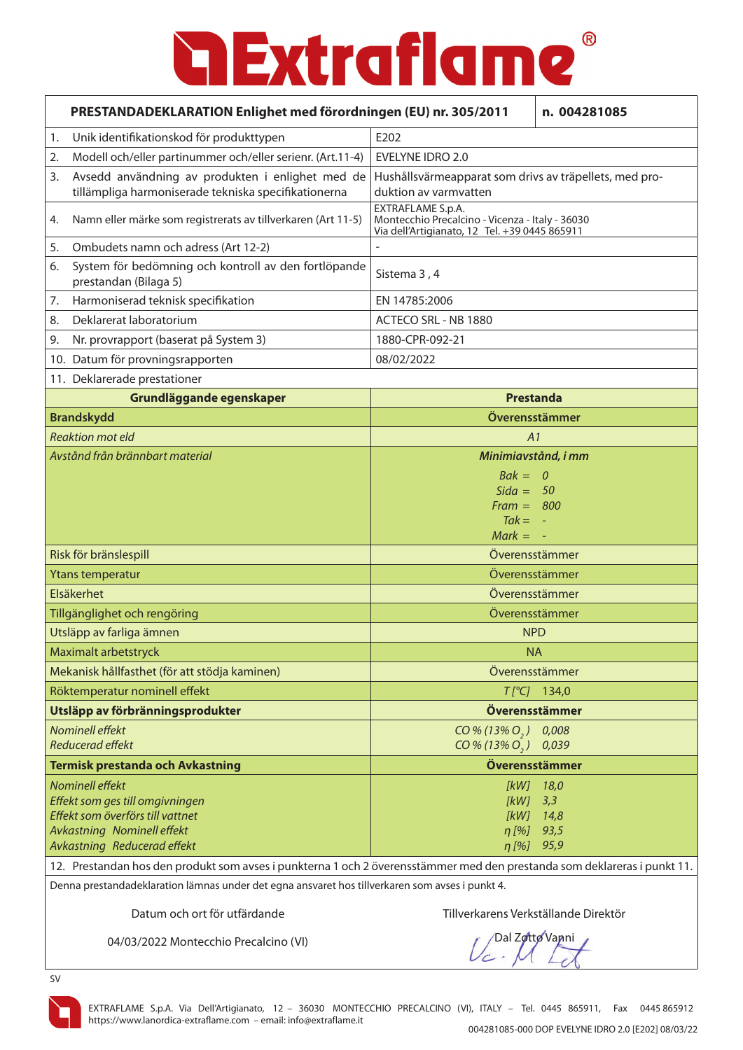# Extraflame®

| PRESTANDADEKLARATION Enlighet med förordningen (EU) nr. 305/2011 | n. 004281085 |
|---|---|
| 1. Unik identifikationskod för produkttypen | E202 |
| 2. Modell och/eller partinummer och/eller serienr. (Art.11-4) | EVELYNE IDRO 2.0 |
| 3. Avsedd användning av produkten i enlighet med de tillämpliga harmoniserade tekniska specifikationerna | Hushållsvärmeapparat som drivs av träpellets, med produktion av varmvatten |
| 4. Namn eller märke som registrerats av tillverkaren (Art 11-5) | EXTRAFLAME S.p.A.<br>Montecchio Precalcino - Vicenza - Italy - 36030<br>Via dell'Artigianato, 12 Tel. +39 0445 865911 |
| 5. Ombudets namn och adress (Art 12-2) | - |
| 6. System för bedömning och kontroll av den fortlöpande prestandan (Bilaga 5) | Sistema 3 , 4 |
| 7. Harmoniserad teknisk specifikation | EN 14785:2006 |
| 8. Deklarerat laboratorium | ACTECO SRL - NB 1880 |
| 9. Nr. provrapport (baserat på System 3) | 1880-CPR-092-21 |
| 10. Datum för provningsrapporten | 08/02/2022 |
| 11. Deklarerade prestationer | |
| **Grundläggande egenskaper** | **Prestanda** |
| **Brandskydd** | **Överensstämmer** |
| *Reaktion mot eld* | *A1* |
| *Avstånd från brännbart material* | ***Minimiavstånd, i mm***<br>*Bak = 0*<br>*Sida = 50*<br>*Fram = 800*<br>*Tak = -*<br>*Mark = -* |
| Risk för bränslespill | Överensstämmer |
| Ytans temperatur | Överensstämmer |
| Elsäkerhet | Överensstämmer |
| Tillgänglighet och rengöring | Överensstämmer |
| Utsläpp av farliga ämnen | NPD |
| Maximalt arbetstryck | NA |
| Mekanisk hållfasthet (för att stödja kaminen) | Överensstämmer |
| Röktemperatur nominell effekt | *T [°C]* 134,0 |
| **Utsläpp av förbränningsprodukter** | **Överensstämmer** |
| *Nominell effekt*<br>*Reducerad effekt* | *CO % (13% $O_2$) 0,008*<br>*CO % (13% $O_2$) 0,039* |
| **Termisk prestanda och Avkastning** | **Överensstämmer** |
| *Nominell effekt*<br>*Effekt som ges till omgivningen*<br>*Effekt som överförs till vattnet*<br>*Avkastning Nominell effekt*<br>*Avkastning Reducerad effekt* | *[kW] 18,0*<br>*[kW] 3,3*<br>*[kW] 14,8*<br>*η [%] 93,5*<br>*η [%] 95,9* |

12. Prestandan hos den produkt som avses i punkterna 1 och 2 överensstämmer med den prestanda som deklareras i punkt 11.

Denna prestandadeklaration lämnas under det egna ansvaret hos tillverkaren som avses i punkt 4.

| Datum och ort för utfärdande | Tillverkarens Verkställande Direktör |
|---|---|
| 04/03/2022 Montecchio Precalcino (VI) | Dal Zotto Vanni |

SV

EXTRAFLAME S.p.A. Via Dell'Artigianato, 12 – 36030 MONTECCHIO PRECALCINO (VI), ITALY – Tel. 0445 865911, Fax 0445 865912
https://www.lanordica-extraflame.com – email: info@extraflame.it

004281085-000 DOP EVELYNE IDRO 2.0 [E202] 08/03/22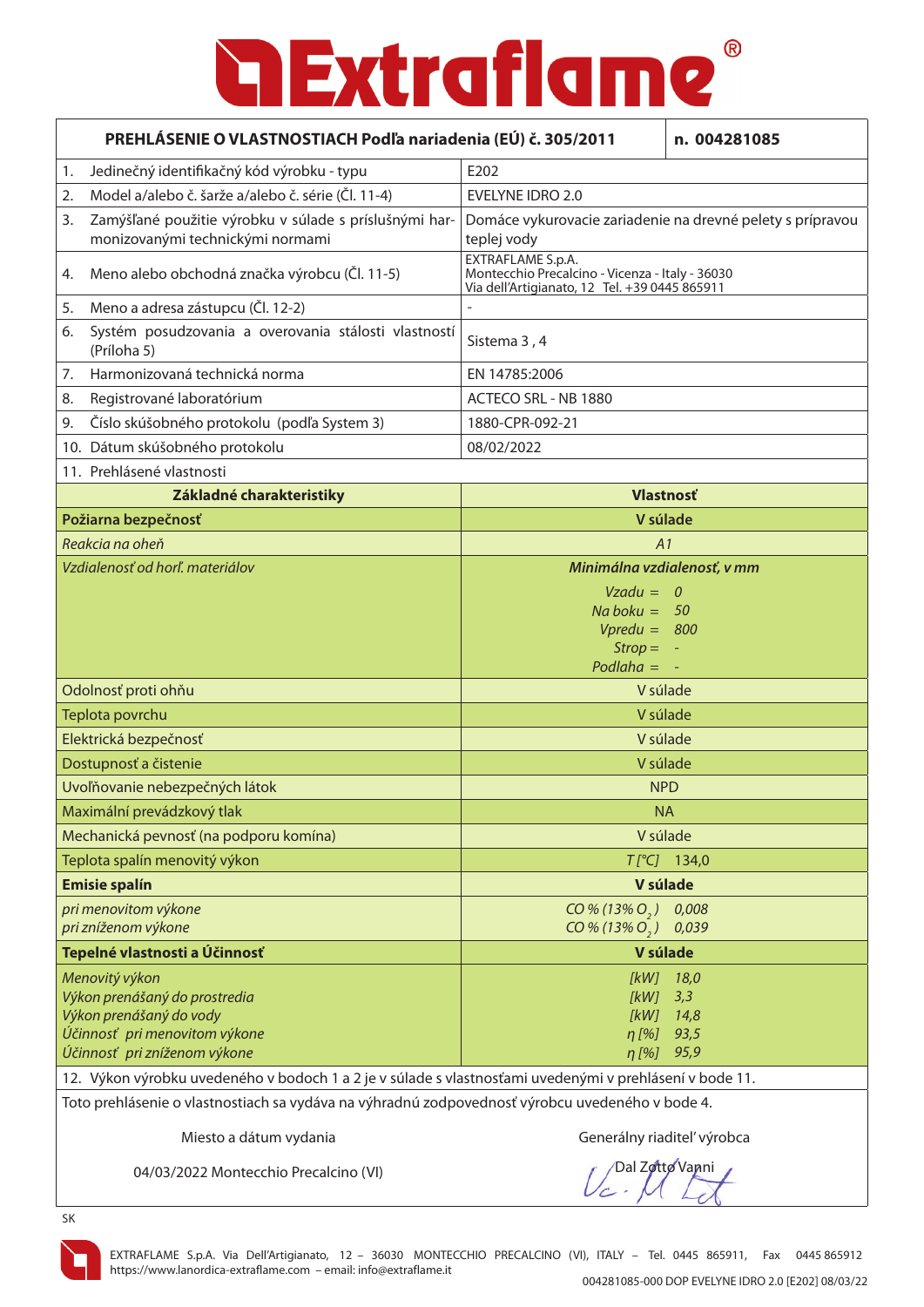# Extraflame®

| PREHLÁSENIE O VLASTNOSTIACH Podľa nariadenia (EÚ) č. 305/2011 | n. 004281085 |
|---|---|
| 1. Jedinečný identifikačný kód výrobku - typu | E202 |
| 2. Model a/alebo č. šarže a/alebo č. série (Čl. 11-4) | EVELYNE IDRO 2.0 |
| 3. Zamýšľané použitie výrobku v súlade s príslušnými harmonizovanými technickými normami | Domáce vykurovacie zariadenie na drevné pelety s prípravou teplej vody |
| 4. Meno alebo obchodná značka výrobcu (Čl. 11-5) | EXTRAFLAME S.p.A.<br>Montecchio Precalcino - Vicenza - Italy - 36030<br>Via dell'Artigianato, 12 Tel. +39 0445 865911 |
| 5. Meno a adresa zástupcu (Čl. 12-2) | - |
| 6. Systém posudzovania a overovania stálosti vlastností (Príloha 5) | Sistema 3 , 4 |
| 7. Harmonizovaná technická norma | EN 14785:2006 |
| 8. Registrované laboratórium | ACTECO SRL - NB 1880 |
| 9. Číslo skúšobného protokolu (podľa System 3) | 1880-CPR-092-21 |
| 10. Dátum skúšobného protokolu | 08/02/2022 |
| 11. Prehlásené vlastnosti | |
| **Základné charakteristiky** | **Vlastnosť** |
| **Požiarna bezpečnosť** | **V súlade** |
| *Reakcia na oheň* | *A1* |
| *Vzdialenosť od horľ. materiálov* | ***Minimálna vzdialenosť, v mm***<br>*Vzadu = 0*<br>*Na boku = 50*<br>*Vpredu = 800*<br>*Strop = -*<br>*Podlaha = -* |
| Odolnosť proti ohňu | V súlade |
| Teplota povrchu | V súlade |
| Elektrická bezpečnosť | V súlade |
| Dostupnosť a čistenie | V súlade |
| Uvoľňovanie nebezpečných látok | NPD |
| Maximální prevádzkový tlak | NA |
| Mechanická pevnosť (na podporu komína) | V súlade |
| Teplota spalín menovitý výkon | *T [°C]* 134,0 |
| **Emisie spalín** | **V súlade** |
| *pri menovitom výkone*<br>*pri zníženom výkone* | *CO % (13% $O_2$) 0,008*<br>*CO % (13% $O_2$) 0,039* |
| **Tepelné vlastnosti a Účinnosť** | **V súlade** |
| *Menovitý výkon*<br>*Výkon prenášaný do prostredia*<br>*Výkon prenášaný do vody*<br>*Účinnosť pri menovitom výkone*<br>*Účinnosť pri zníženom výkone* | *[kW] 18,0*<br>*[kW] 3,3*<br>*[kW] 14,8*<br>*η [%] 93,5*<br>*η [%] 95,9* |

12. Výkon výrobku uvedeného v bodoch 1 a 2 je v súlade s vlastnosťami uvedenými v prehlásení v bode 11.

Toto prehlásenie o vlastnostiach sa vydáva na výhradnú zodpovednosť výrobcu uvedeného v bode 4.

| Miesto a dátum vydania | Generálny riaditeľ výrobcu |
|---|---|
| 04/03/2022 Montecchio Precalcino (VI) | Dal Zotto Vanni |

SK

EXTRAFLAME S.p.A. Via Dell'Artigianato, 12 – 36030 MONTECCHIO PRECALCINO (VI), ITALY – Tel. 0445 865911, Fax 0445 865912
https://www.lanordica-extraflame.com – email: info@extraflame.it

004281085-000 DOP EVELYNE IDRO 2.0 [E202] 08/03/22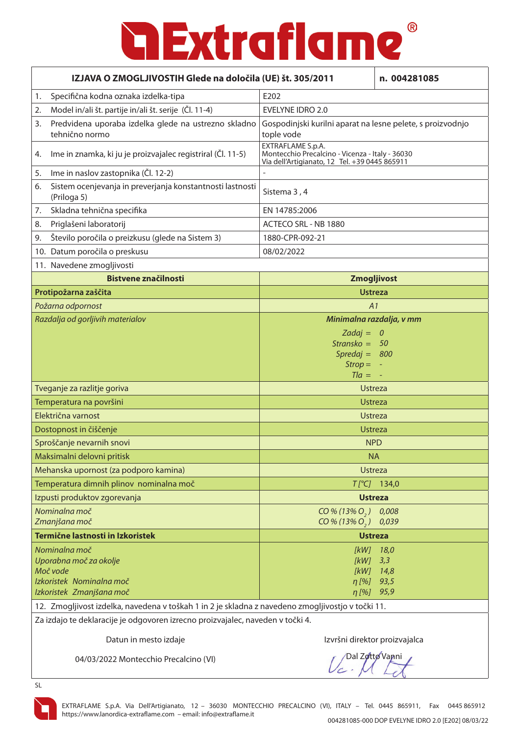# Extraflame®

| IZJAVA O ZMOGLJIVOSTIH Glede na določila (UE) št. 305/2011 | n. 004281085 |
|---|---|
| 1. Specifična kodna oznaka izdelka-tipa | E202 |
| 2. Model in/ali št. partije in/ali št. serije (Čl. 11-4) | EVELYNE IDRO 2.0 |
| 3. Predvidena uporaba izdelka glede na ustrezno skladno tehnično normo | Gospodinjski kurilni aparat na lesne pelete, s proizvodnjo tople vode |
| 4. Ime in znamka, ki ju je proizvajalec registriral (Čl. 11-5) | EXTRAFLAME S.p.A. Montecchio Precalcino - Vicenza - Italy - 36030 Via dell'Artigianato, 12 Tel. +39 0445 865911 |
| 5. Ime in naslov zastopnika (Čl. 12-2) | - |
| 6. Sistem ocenjevanja in preverjanja konstantnosti lastnosti (Priloga 5) | Sistema 3 , 4 |
| 7. Skladna tehnična specifika | EN 14785:2006 |
| 8. Priglašeni laboratorij | ACTECO SRL - NB 1880 |
| 9. Število poročila o preizkusu (glede na Sistem 3) | 1880-CPR-092-21 |
| 10. Datum poročila o preskusu | 08/02/2022 |
| 11. Navedene zmogljivosti | |
| **Bistvene značilnosti** | **Zmogljivost** |
| **Protipožarna zaščita** | **Ustreza** |
| *Požarna odpornost* | *A1* |
| *Razdalja od gorljivih materialov* | ***Minimalna razdalja, v mm*** <br> *Zadaj = 0* <br> *Stransko = 50* <br> *Spredaj = 800* <br> *Strop = -* <br> *Tla = -* |
| Tveganje za razlitje goriva | Ustreza |
| Temperatura na površini | Ustreza |
| Električna varnost | Ustreza |
| Dostopnost in čiščenje | Ustreza |
| Sproščanje nevarnih snovi | NPD |
| Maksimalni delovni pritisk | NA |
| Mehanska upornost (za podporo kamina) | Ustreza |
| Temperatura dimnih plinov nominalna moč | *T [°C]* 134,0 |
| Izpusti produktov zgorevanja | **Ustreza** |
| *Nominalna moč* <br> *Zmanjšana moč* | *CO % (13% $O_2$) 0,008* <br> *CO % (13% $O_2$) 0,039* |
| **Termične lastnosti in Izkoristek** | **Ustreza** |
| *Nominalna moč* <br> *Uporabna moč za okolje* <br> *Moč vode* <br> *Izkoristek Nominalna moč* <br> *Izkoristek Zmanjšana moč* | *[kW] 18,0* <br> *[kW] 3,3* <br> *[kW] 14,8* <br> *η [%] 93,5* <br> *η [%] 95,9* |

12. Zmogljivost izdelka, navedena v toškah 1 in 2 je skladna z navedeno zmogljivostjo v točki 11.

Za izdajo te deklaracije je odgovoren izrecno proizvajalec, naveden v točki 4.

| Datun in mesto izdaje | Izvršni direktor proizvajalca |
|---|---|
| 04/03/2022 Montecchio Precalcino (VI) | Dal Zotto Vanni |

SL

EXTRAFLAME S.p.A. Via Dell'Artigianato, 12 – 36030 MONTECCHIO PRECALCINO (VI), ITALY – Tel. 0445 865911, Fax 0445 865912 https://www.lanordica-extraflame.com – email: info@extraflame.it

004281085-000 DOP EVELYNE IDRO 2.0 [E202] 08/03/22